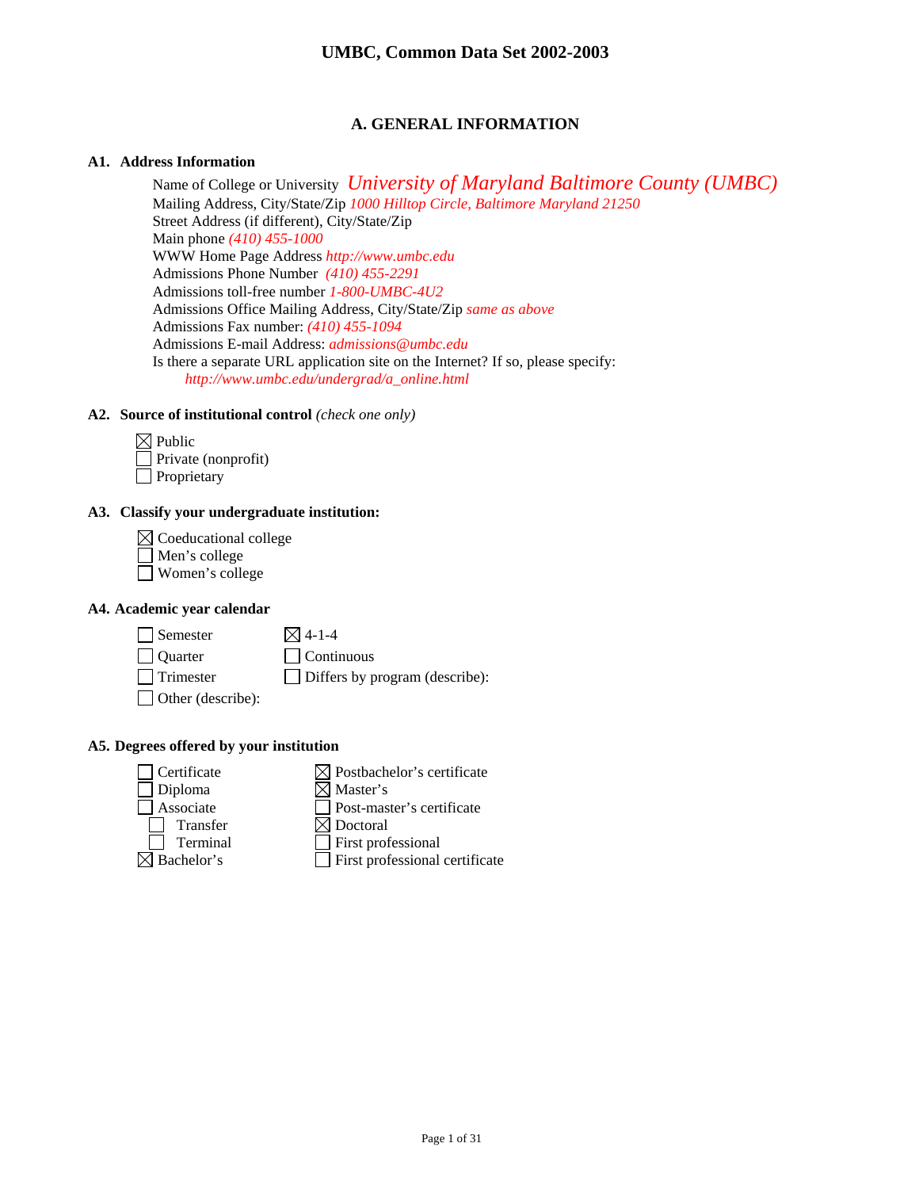# UMBC, Common Data Set 2002-2003

## A. GENERAL INFORMATION

### A1. Address Information

Name of College or University *University of Maryland Baltimore County (UMBC)*
Mailing Address, City/State/Zip *1000 Hilltop Circle, Baltimore Maryland 21250*
Street Address (if different), City/State/Zip
Main phone *(410) 455-1000*
WWW Home Page Address *http://www.umbc.edu*
Admissions Phone Number *(410) 455-2291*
Admissions toll-free number *1-800-UMBC-4U2*
Admissions Office Mailing Address, City/State/Zip *same as above*
Admissions Fax number: *(410) 455-1094*
Admissions E-mail Address: *admissions@umbc.edu*
Is there a separate URL application site on the Internet? If so, please specify:
*http://www.umbc.edu/undergrad/a_online.html*

### A2. Source of institutional control *(check one only)*

- ☒ Public
- ☐ Private (nonprofit)
- ☐ Proprietary

### A3. Classify your undergraduate institution:

- ☒ Coeducational college
- ☐ Men's college
- ☐ Women's college

### A4. Academic year calendar

- ☐ Semester
- ☐ Quarter
- ☐ Trimester
- ☐ Other (describe):
- ☒ 4-1-4
- ☐ Continuous
- ☐ Differs by program (describe):

### A5. Degrees offered by your institution

- ☐ Certificate
- ☐ Diploma
- ☐ Associate
  - ☐ Transfer
  - ☐ Terminal
- ☒ Bachelor's
- ☒ Postbachelor's certificate
- ☒ Master's
- ☐ Post-master's certificate
- ☒ Doctoral
- ☐ First professional
- ☐ First professional certificate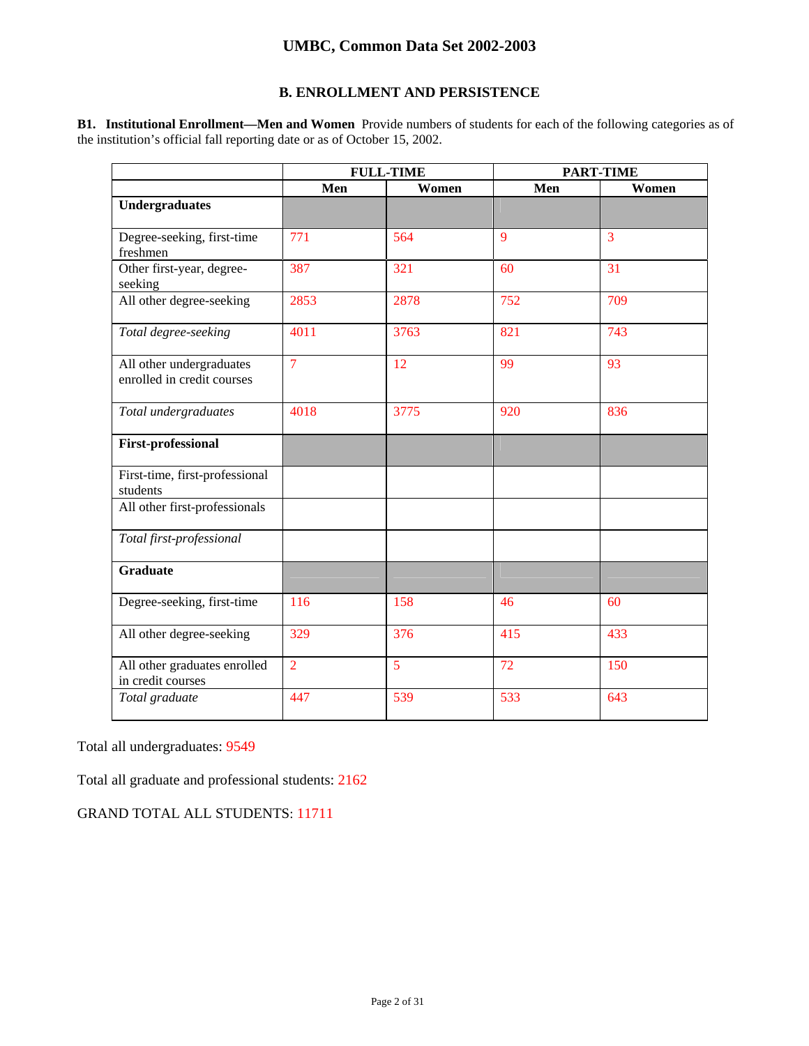# UMBC, Common Data Set 2002-2003

## B. ENROLLMENT AND PERSISTENCE

**B1. Institutional Enrollment—Men and Women** Provide numbers of students for each of the following categories as of the institution's official fall reporting date or as of October 15, 2002.

| | FULL-TIME | | PART-TIME | |
|---|---|---|---|---|
| | **Men** | **Women** | **Men** | **Women** |
| **Undergraduates** | | | | |
| Degree-seeking, first-time freshmen | 771 | 564 | 9 | 3 |
| Other first-year, degree-seeking | 387 | 321 | 60 | 31 |
| All other degree-seeking | 2853 | 2878 | 752 | 709 |
| *Total degree-seeking* | 4011 | 3763 | 821 | 743 |
| All other undergraduates enrolled in credit courses | 7 | 12 | 99 | 93 |
| *Total undergraduates* | 4018 | 3775 | 920 | 836 |
| **First-professional** | | | | |
| First-time, first-professional students | | | | |
| All other first-professionals | | | | |
| *Total first-professional* | | | | |
| **Graduate** | | | | |
| Degree-seeking, first-time | 116 | 158 | 46 | 60 |
| All other degree-seeking | 329 | 376 | 415 | 433 |
| All other graduates enrolled in credit courses | 2 | 5 | 72 | 150 |
| *Total graduate* | 447 | 539 | 533 | 643 |

Total all undergraduates: 9549

Total all graduate and professional students: 2162

GRAND TOTAL ALL STUDENTS: 11711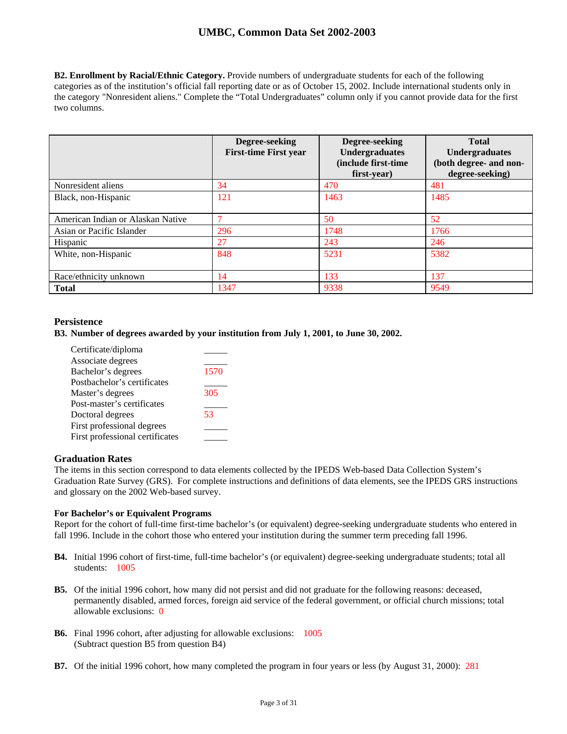**B2. Enrollment by Racial/Ethnic Category.** Provide numbers of undergraduate students for each of the following categories as of the institution's official fall reporting date or as of October 15, 2002. Include international students only in the category "Nonresident aliens." Complete the "Total Undergraduates" column only if you cannot provide data for the first two columns.

| | Degree-seeking First-time First year | Degree-seeking Undergraduates (include first-time first-year) | Total Undergraduates (both degree- and non-degree-seeking) |
|---|---|---|---|
| Nonresident aliens | 34 | 470 | 481 |
| Black, non-Hispanic | 121 | 1463 | 1485 |
| American Indian or Alaskan Native | 7 | 50 | 52 |
| Asian or Pacific Islander | 296 | 1748 | 1766 |
| Hispanic | 27 | 243 | 246 |
| White, non-Hispanic | 848 | 5231 | 5382 |
| Race/ethnicity unknown | 14 | 133 | 137 |
| **Total** | 1347 | 9338 | 9549 |

## Persistence

**B3. Number of degrees awarded by your institution from July 1, 2001, to June 30, 2002.**

| | |
|---|---|
| Certificate/diploma | _____ |
| Associate degrees | _____ |
| Bachelor's degrees | 1570 |
| Postbachelor's certificates | _____ |
| Master's degrees | 305 |
| Post-master's certificates | _____ |
| Doctoral degrees | 53 |
| First professional degrees | _____ |
| First professional certificates | _____ |

## Graduation Rates

The items in this section correspond to data elements collected by the IPEDS Web-based Data Collection System's Graduation Rate Survey (GRS). For complete instructions and definitions of data elements, see the IPEDS GRS instructions and glossary on the 2002 Web-based survey.

**For Bachelor's or Equivalent Programs**

Report for the cohort of full-time first-time bachelor's (or equivalent) degree-seeking undergraduate students who entered in fall 1996. Include in the cohort those who entered your institution during the summer term preceding fall 1996.

**B4.** Initial 1996 cohort of first-time, full-time bachelor's (or equivalent) degree-seeking undergraduate students; total all students: 1005

**B5.** Of the initial 1996 cohort, how many did not persist and did not graduate for the following reasons: deceased, permanently disabled, armed forces, foreign aid service of the federal government, or official church missions; total allowable exclusions: 0

**B6.** Final 1996 cohort, after adjusting for allowable exclusions: 1005
(Subtract question B5 from question B4)

**B7.** Of the initial 1996 cohort, how many completed the program in four years or less (by August 31, 2000): 281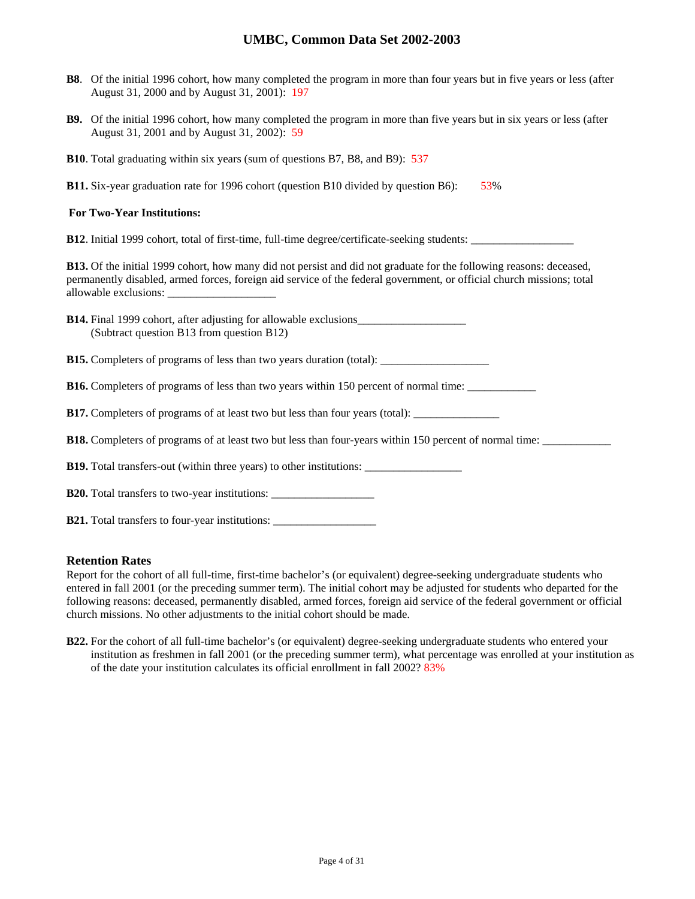**B8**. Of the initial 1996 cohort, how many completed the program in more than four years but in five years or less (after August 31, 2000 and by August 31, 2001): 197

**B9.** Of the initial 1996 cohort, how many completed the program in more than five years but in six years or less (after August 31, 2001 and by August 31, 2002): 59

**B10**. Total graduating within six years (sum of questions B7, B8, and B9): 537

**B11.** Six-year graduation rate for 1996 cohort (question B10 divided by question B6): 53%

**For Two-Year Institutions:**

**B12**. Initial 1999 cohort, total of first-time, full-time degree/certificate-seeking students: __________________

**B13.** Of the initial 1999 cohort, how many did not persist and did not graduate for the following reasons: deceased, permanently disabled, armed forces, foreign aid service of the federal government, or official church missions; total allowable exclusions: ___________________

**B14.** Final 1999 cohort, after adjusting for allowable exclusions___________________
(Subtract question B13 from question B12)

**B15.** Completers of programs of less than two years duration (total): ___________________

**B16.** Completers of programs of less than two years within 150 percent of normal time: ____________

**B17.** Completers of programs of at least two but less than four years (total): _______________

**B18.** Completers of programs of at least two but less than four-years within 150 percent of normal time: ____________

**B19.** Total transfers-out (within three years) to other institutions: _________________

**B20.** Total transfers to two-year institutions: __________________

**B21.** Total transfers to four-year institutions: __________________

### Retention Rates

Report for the cohort of all full-time, first-time bachelor's (or equivalent) degree-seeking undergraduate students who entered in fall 2001 (or the preceding summer term). The initial cohort may be adjusted for students who departed for the following reasons: deceased, permanently disabled, armed forces, foreign aid service of the federal government or official church missions. No other adjustments to the initial cohort should be made.

**B22.** For the cohort of all full-time bachelor's (or equivalent) degree-seeking undergraduate students who entered your institution as freshmen in fall 2001 (or the preceding summer term), what percentage was enrolled at your institution as of the date your institution calculates its official enrollment in fall 2002? 83%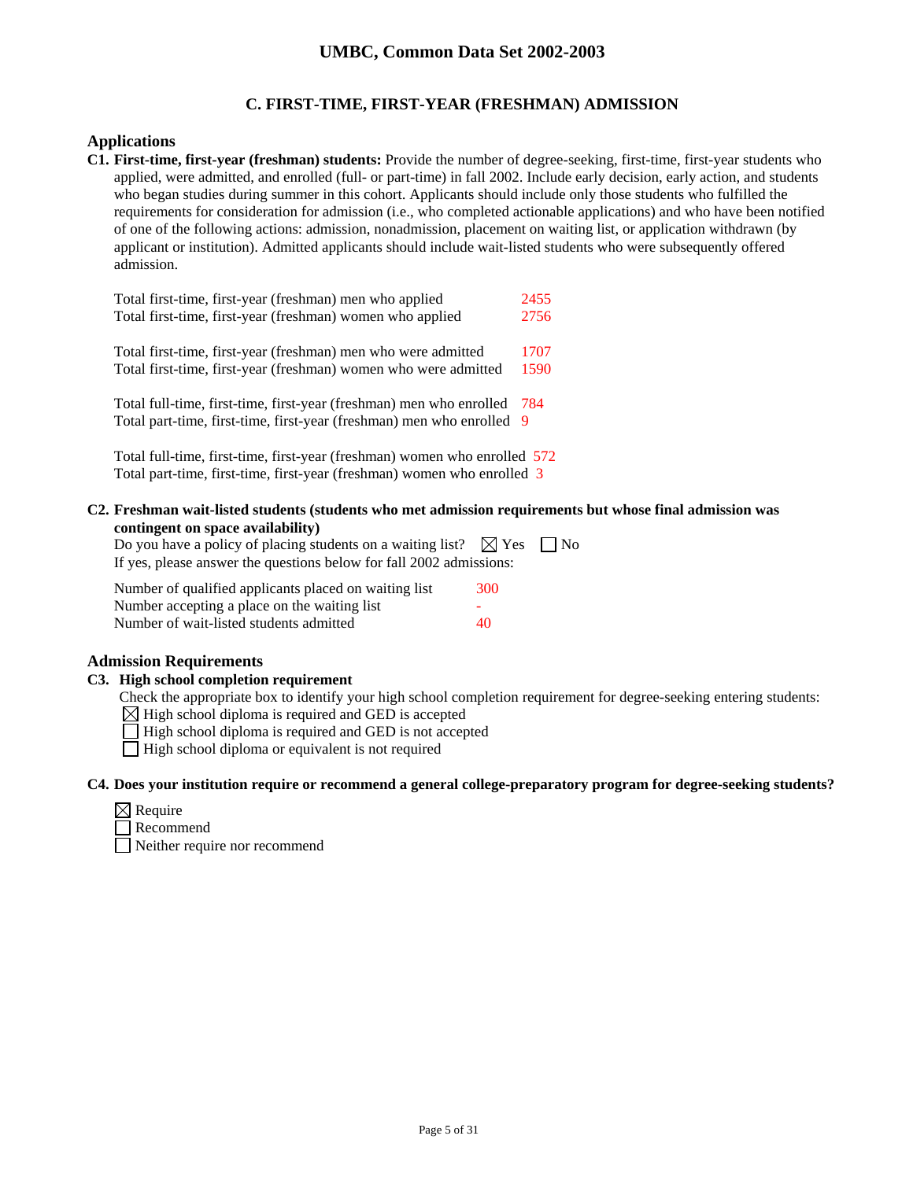# UMBC, Common Data Set 2002-2003

## C. FIRST-TIME, FIRST-YEAR (FRESHMAN) ADMISSION

### Applications

**C1. First-time, first-year (freshman) students:** Provide the number of degree-seeking, first-time, first-year students who applied, were admitted, and enrolled (full- or part-time) in fall 2002. Include early decision, early action, and students who began studies during summer in this cohort. Applicants should include only those students who fulfilled the requirements for consideration for admission (i.e., who completed actionable applications) and who have been notified of one of the following actions: admission, nonadmission, placement on waiting list, or application withdrawn (by applicant or institution). Admitted applicants should include wait-listed students who were subsequently offered admission.

| | |
|---|---|
| Total first-time, first-year (freshman) men who applied | 2455 |
| Total first-time, first-year (freshman) women who applied | 2756 |
| Total first-time, first-year (freshman) men who were admitted | 1707 |
| Total first-time, first-year (freshman) women who were admitted | 1590 |
| Total full-time, first-time, first-year (freshman) men who enrolled | 784 |
| Total part-time, first-time, first-year (freshman) men who enrolled | 9 |
| Total full-time, first-time, first-year (freshman) women who enrolled | 572 |
| Total part-time, first-time, first-year (freshman) women who enrolled | 3 |

**C2. Freshman wait-listed students (students who met admission requirements but whose final admission was contingent on space availability)**

Do you have a policy of placing students on a waiting list? ☒ Yes ☐ No

If yes, please answer the questions below for fall 2002 admissions:

| | |
|---|---|
| Number of qualified applicants placed on waiting list | 300 |
| Number accepting a place on the waiting list | - |
| Number of wait-listed students admitted | 40 |

### Admission Requirements

**C3. High school completion requirement**

Check the appropriate box to identify your high school completion requirement for degree-seeking entering students:

☒ High school diploma is required and GED is accepted

☐ High school diploma is required and GED is not accepted

☐ High school diploma or equivalent is not required

**C4. Does your institution require or recommend a general college-preparatory program for degree-seeking students?**

☒ Require

☐ Recommend

☐ Neither require nor recommend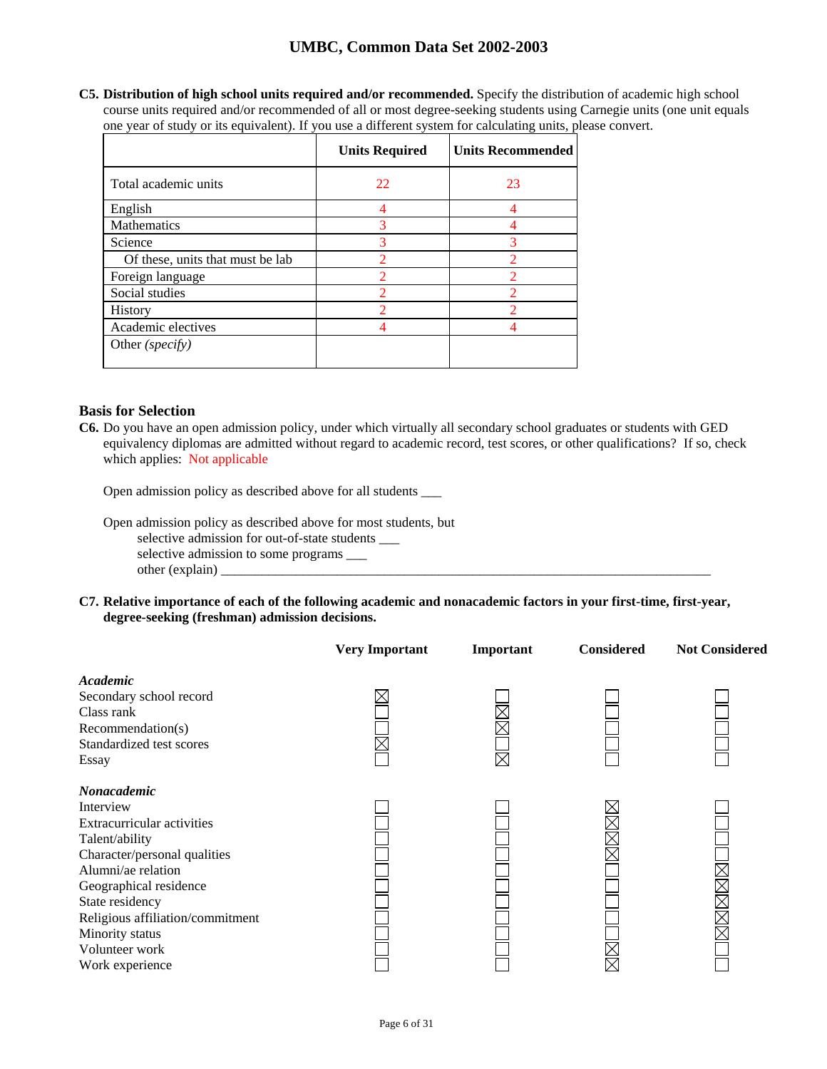**C5. Distribution of high school units required and/or recommended.** Specify the distribution of academic high school course units required and/or recommended of all or most degree-seeking students using Carnegie units (one unit equals one year of study or its equivalent). If you use a different system for calculating units, please convert.

| | Units Required | Units Recommended |
|---|---|---|
| Total academic units | 22 | 23 |
| English | 4 | 4 |
| Mathematics | 3 | 4 |
| Science | 3 | 3 |
| Of these, units that must be lab | 2 | 2 |
| Foreign language | 2 | 2 |
| Social studies | 2 | 2 |
| History | 2 | 2 |
| Academic electives | 4 | 4 |
| Other *(specify)* | | |

## Basis for Selection

**C6.** Do you have an open admission policy, under which virtually all secondary school graduates or students with GED equivalency diplomas are admitted without regard to academic record, test scores, or other qualifications? If so, check which applies: Not applicable

Open admission policy as described above for all students ___

Open admission policy as described above for most students, but
- selective admission for out-of-state students ___
- selective admission to some programs ___
- other (explain) ___

**C7. Relative importance of each of the following academic and nonacademic factors in your first-time, first-year, degree-seeking (freshman) admission decisions.**

| | Very Important | Important | Considered | Not Considered |
|---|---|---|---|---|
| ***Academic*** | | | | |
| Secondary school record | X | | | |
| Class rank | | X | | |
| Recommendation(s) | | X | | |
| Standardized test scores | X | | | |
| Essay | | X | | |
| ***Nonacademic*** | | | | |
| Interview | | | X | |
| Extracurricular activities | | | X | |
| Talent/ability | | | X | |
| Character/personal qualities | | | X | |
| Alumni/ae relation | | | | X |
| Geographical residence | | | | X |
| State residency | | | | X |
| Religious affiliation/commitment | | | | X |
| Minority status | | | | X |
| Volunteer work | | | X | |
| Work experience | | | X | |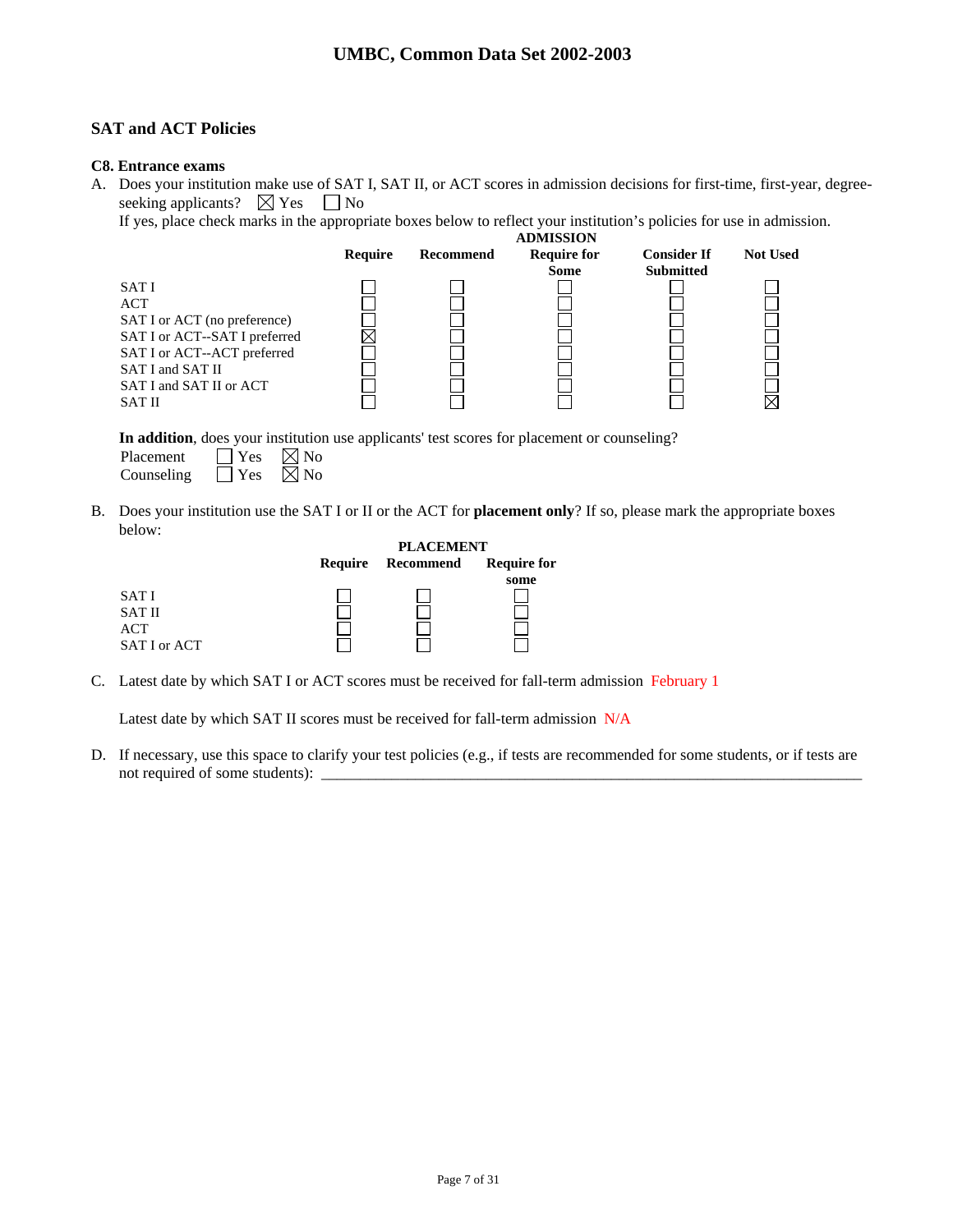## SAT and ACT Policies

**C8. Entrance exams**

A. Does your institution make use of SAT I, SAT II, or ACT scores in admission decisions for first-time, first-year, degree-seeking applicants? ☒ Yes ☐ No

If yes, place check marks in the appropriate boxes below to reflect your institution's policies for use in admission.

| | ADMISSION | | | | |
|---|---|---|---|---|---|
| | **Require** | **Recommend** | **Require for Some** | **Consider If Submitted** | **Not Used** |
| SAT I | ☐ | ☐ | ☐ | ☐ | ☐ |
| ACT | ☐ | ☐ | ☐ | ☐ | ☐ |
| SAT I or ACT (no preference) | ☐ | ☐ | ☐ | ☐ | ☐ |
| SAT I or ACT--SAT I preferred | ☒ | ☐ | ☐ | ☐ | ☐ |
| SAT I or ACT--ACT preferred | ☐ | ☐ | ☐ | ☐ | ☐ |
| SAT I and SAT II | ☐ | ☐ | ☐ | ☐ | ☐ |
| SAT I and SAT II or ACT | ☐ | ☐ | ☐ | ☐ | ☐ |
| SAT II | ☐ | ☐ | ☐ | ☐ | ☒ |

**In addition**, does your institution use applicants' test scores for placement or counseling?

Placement ☐ Yes ☒ No
Counseling ☐ Yes ☒ No

B. Does your institution use the SAT I or II or the ACT for **placement only**? If so, please mark the appropriate boxes below:

| | PLACEMENT | | |
|---|---|---|---|
| | **Require** | **Recommend** | **Require for some** |
| SAT I | ☐ | ☐ | ☐ |
| SAT II | ☐ | ☐ | ☐ |
| ACT | ☐ | ☐ | ☐ |
| SAT I or ACT | ☐ | ☐ | ☐ |

C. Latest date by which SAT I or ACT scores must be received for fall-term admission February 1

Latest date by which SAT II scores must be received for fall-term admission N/A

D. If necessary, use this space to clarify your test policies (e.g., if tests are recommended for some students, or if tests are not required of some students): ________________________________________________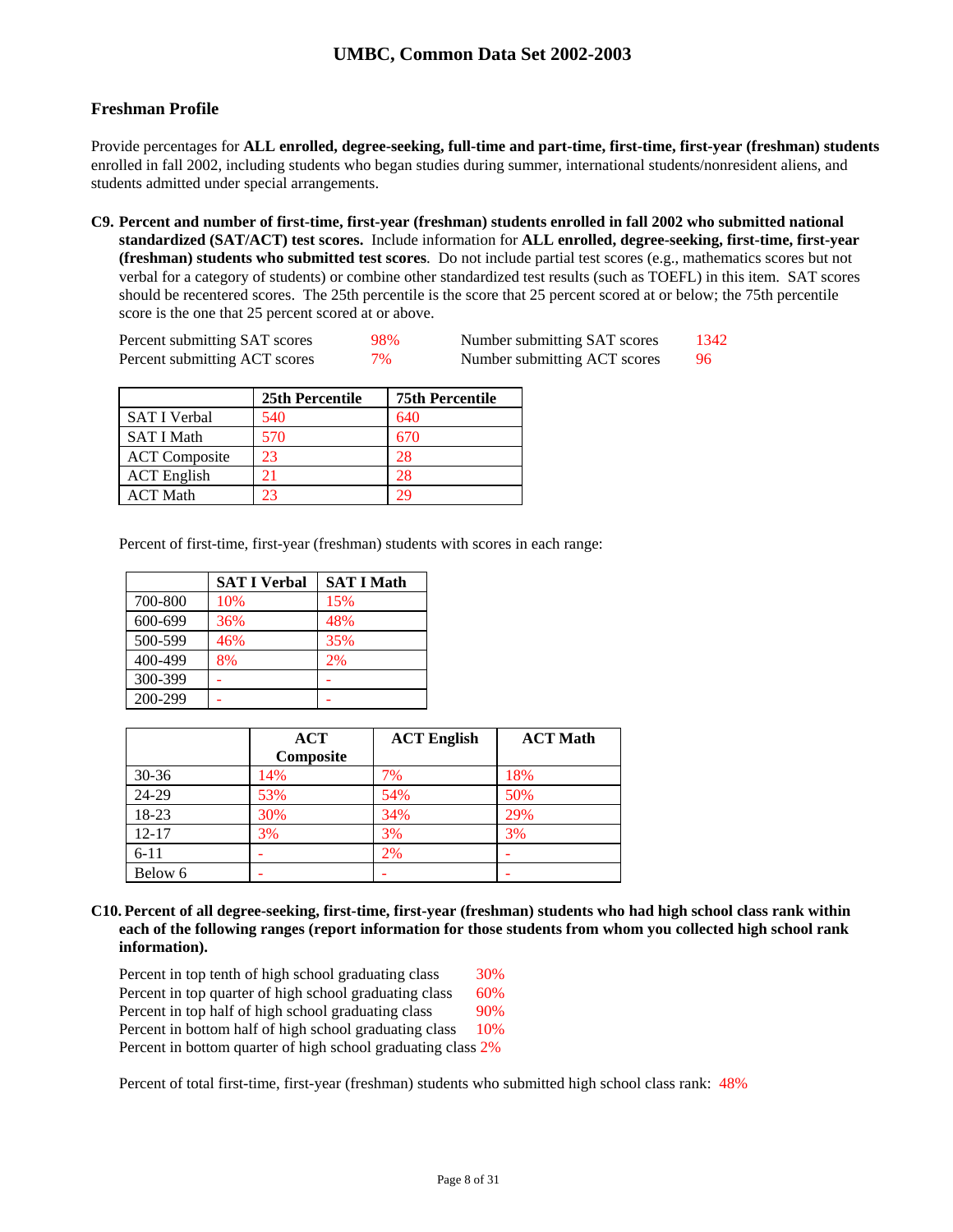# UMBC, Common Data Set 2002-2003

## Freshman Profile

Provide percentages for **ALL enrolled, degree-seeking, full-time and part-time, first-time, first-year (freshman) students** enrolled in fall 2002, including students who began studies during summer, international students/nonresident aliens, and students admitted under special arrangements.

**C9. Percent and number of first-time, first-year (freshman) students enrolled in fall 2002 who submitted national standardized (SAT/ACT) test scores.** Include information for **ALL enrolled, degree-seeking, first-time, first-year (freshman) students who submitted test scores**. Do not include partial test scores (e.g., mathematics scores but not verbal for a category of students) or combine other standardized test results (such as TOEFL) in this item. SAT scores should be recentered scores. The 25th percentile is the score that 25 percent scored at or below; the 75th percentile score is the one that 25 percent scored at or above.

| | | | |
|---|---|---|---|
| Percent submitting SAT scores | 98% | Number submitting SAT scores | 1342 |
| Percent submitting ACT scores | 7% | Number submitting ACT scores | 96 |

| | 25th Percentile | 75th Percentile |
|---|---|---|
| SAT I Verbal | 540 | 640 |
| SAT I Math | 570 | 670 |
| ACT Composite | 23 | 28 |
| ACT English | 21 | 28 |
| ACT Math | 23 | 29 |

Percent of first-time, first-year (freshman) students with scores in each range:

| | SAT I Verbal | SAT I Math |
|---|---|---|
| 700-800 | 10% | 15% |
| 600-699 | 36% | 48% |
| 500-599 | 46% | 35% |
| 400-499 | 8% | 2% |
| 300-399 | - | - |
| 200-299 | - | - |

| | ACT Composite | ACT English | ACT Math |
|---|---|---|---|
| 30-36 | 14% | 7% | 18% |
| 24-29 | 53% | 54% | 50% |
| 18-23 | 30% | 34% | 29% |
| 12-17 | 3% | 3% | 3% |
| 6-11 | - | 2% | - |
| Below 6 | - | - | - |

**C10. Percent of all degree-seeking, first-time, first-year (freshman) students who had high school class rank within each of the following ranges (report information for those students from whom you collected high school rank information).**

| | |
|---|---|
| Percent in top tenth of high school graduating class | 30% |
| Percent in top quarter of high school graduating class | 60% |
| Percent in top half of high school graduating class | 90% |
| Percent in bottom half of high school graduating class | 10% |
| Percent in bottom quarter of high school graduating class | 2% |

Percent of total first-time, first-year (freshman) students who submitted high school class rank: 48%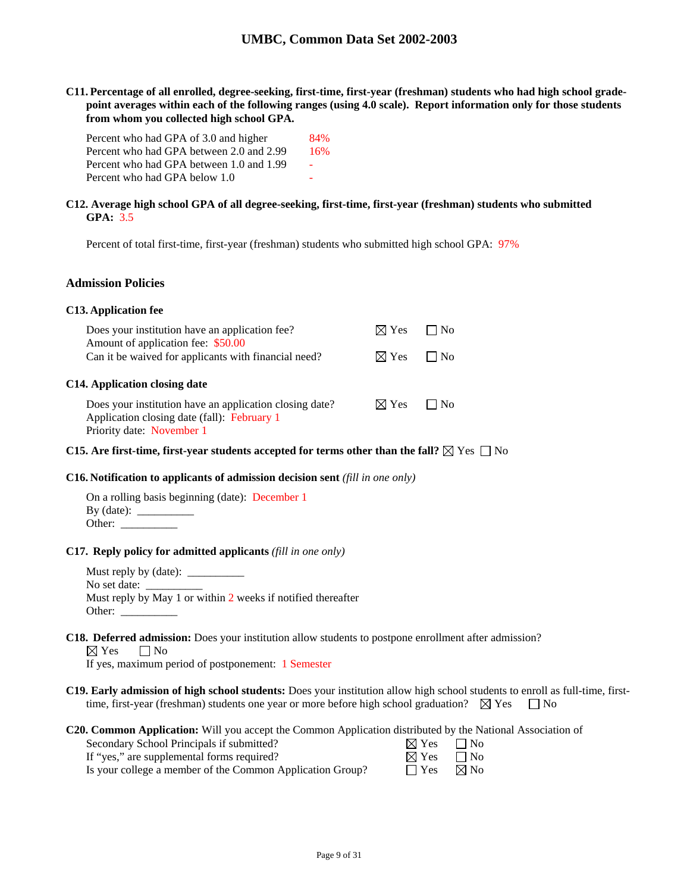**C11. Percentage of all enrolled, degree-seeking, first-time, first-year (freshman) students who had high school grade-point averages within each of the following ranges (using 4.0 scale). Report information only for those students from whom you collected high school GPA.**

| | |
|---|---|
| Percent who had GPA of 3.0 and higher | 84% |
| Percent who had GPA between 2.0 and 2.99 | 16% |
| Percent who had GPA between 1.0 and 1.99 | - |
| Percent who had GPA below 1.0 | - |

**C12. Average high school GPA of all degree-seeking, first-time, first-year (freshman) students who submitted GPA:** 3.5

Percent of total first-time, first-year (freshman) students who submitted high school GPA: 97%

## Admission Policies

**C13. Application fee**

Does your institution have an application fee? ☒ Yes ☐ No

Amount of application fee: $50.00

Can it be waived for applicants with financial need? ☒ Yes ☐ No

**C14. Application closing date**

Does your institution have an application closing date? ☒ Yes ☐ No

Application closing date (fall): February 1

Priority date: November 1

**C15. Are first-time, first-year students accepted for terms other than the fall?** ☒ Yes ☐ No

**C16. Notification to applicants of admission decision sent** *(fill in one only)*

On a rolling basis beginning (date): December 1

By (date): __________

Other: __________

**C17. Reply policy for admitted applicants** *(fill in one only)*

Must reply by (date): __________

No set date: __________

Must reply by May 1 or within 2 weeks if notified thereafter

Other: __________

**C18. Deferred admission:** Does your institution allow students to postpone enrollment after admission?

☒ Yes ☐ No

If yes, maximum period of postponement: 1 Semester

**C19. Early admission of high school students:** Does your institution allow high school students to enroll as full-time, first-time, first-year (freshman) students one year or more before high school graduation? ☒ Yes ☐ No

**C20. Common Application:** Will you accept the Common Application distributed by the National Association of Secondary School Principals if submitted? ☒ Yes ☐ No

If "yes," are supplemental forms required? ☒ Yes ☐ No

Is your college a member of the Common Application Group? ☐ Yes ☒ No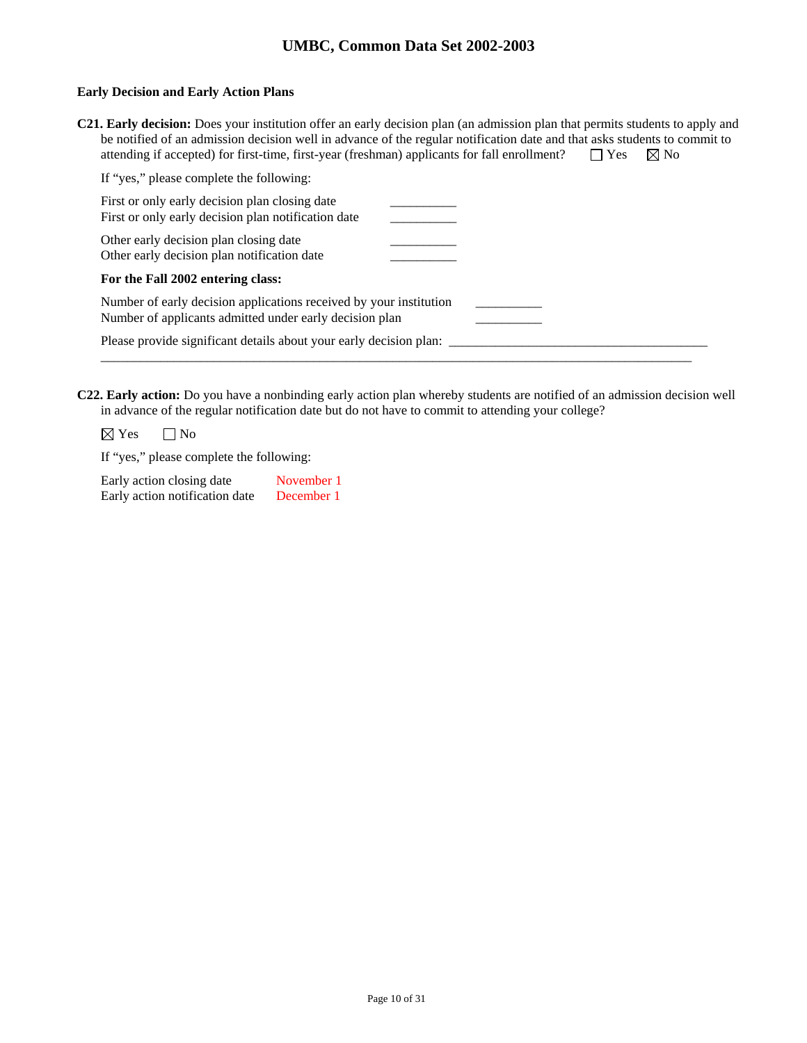### Early Decision and Early Action Plans

**C21. Early decision:** Does your institution offer an early decision plan (an admission plan that permits students to apply and be notified of an admission decision well in advance of the regular notification date and that asks students to commit to attending if accepted) for first-time, first-year (freshman) applicants for fall enrollment? ☐ Yes ☒ No

If "yes," please complete the following:

First or only early decision plan closing date __________
First or only early decision plan notification date __________

Other early decision plan closing date __________
Other early decision plan notification date __________

**For the Fall 2002 entering class:**

Number of early decision applications received by your institution __________
Number of applicants admitted under early decision plan __________

Please provide significant details about your early decision plan: ______________________________________

______________________________________________________________________________

**C22. Early action:** Do you have a nonbinding early action plan whereby students are notified of an admission decision well in advance of the regular notification date but do not have to commit to attending your college?

☒ Yes ☐ No

If "yes," please complete the following:

Early action closing date November 1
Early action notification date December 1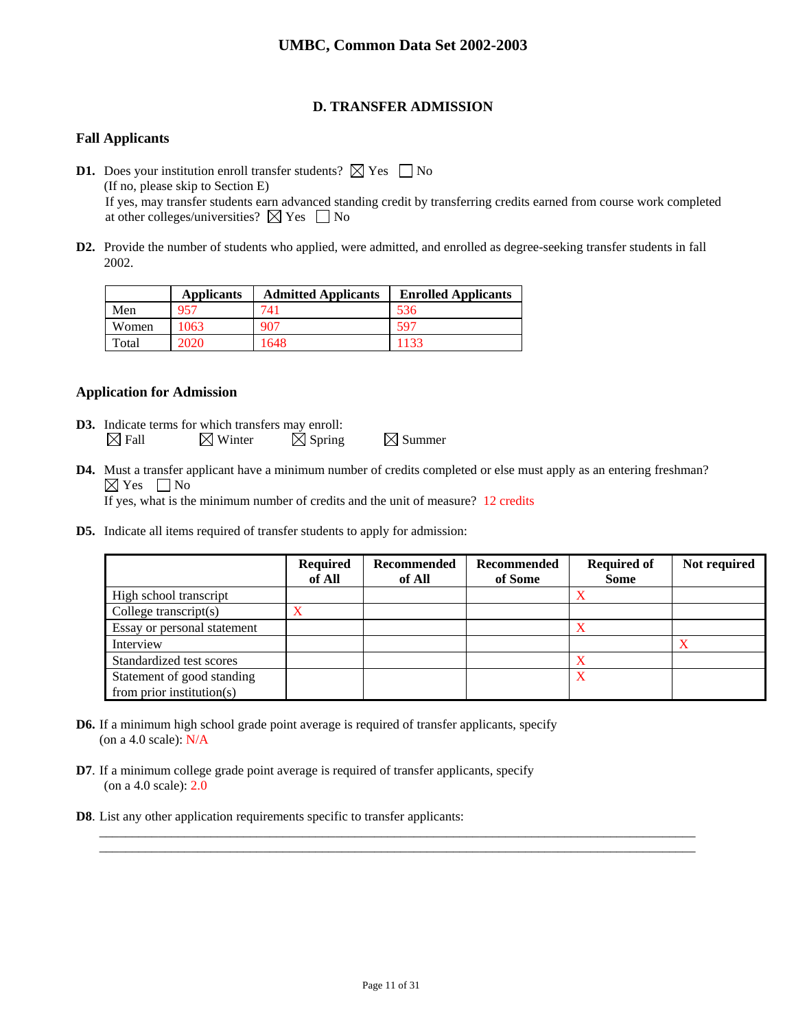# D. TRANSFER ADMISSION

## Fall Applicants

**D1.** Does your institution enroll transfer students? ☒ Yes ☐ No
(If no, please skip to Section E)
If yes, may transfer students earn advanced standing credit by transferring credits earned from course work completed at other colleges/universities? ☒ Yes ☐ No

**D2.** Provide the number of students who applied, were admitted, and enrolled as degree-seeking transfer students in fall 2002.

| | Applicants | Admitted Applicants | Enrolled Applicants |
|---|---|---|---|
| Men | 957 | 741 | 536 |
| Women | 1063 | 907 | 597 |
| Total | 2020 | 1648 | 1133 |

## Application for Admission

**D3.** Indicate terms for which transfers may enroll:
☒ Fall ☒ Winter ☒ Spring ☒ Summer

**D4.** Must a transfer applicant have a minimum number of credits completed or else must apply as an entering freshman?
☒ Yes ☐ No
If yes, what is the minimum number of credits and the unit of measure? 12 credits

**D5.** Indicate all items required of transfer students to apply for admission:

| | Required of All | Recommended of All | Recommended of Some | Required of Some | Not required |
|---|---|---|---|---|---|
| High school transcript | | | | X | |
| College transcript(s) | X | | | | |
| Essay or personal statement | | | | X | |
| Interview | | | | | X |
| Standardized test scores | | | | X | |
| Statement of good standing from prior institution(s) | | | | X | |

**D6.** If a minimum high school grade point average is required of transfer applicants, specify (on a 4.0 scale): N/A

**D7**. If a minimum college grade point average is required of transfer applicants, specify (on a 4.0 scale): 2.0

**D8**. List any other application requirements specific to transfer applicants: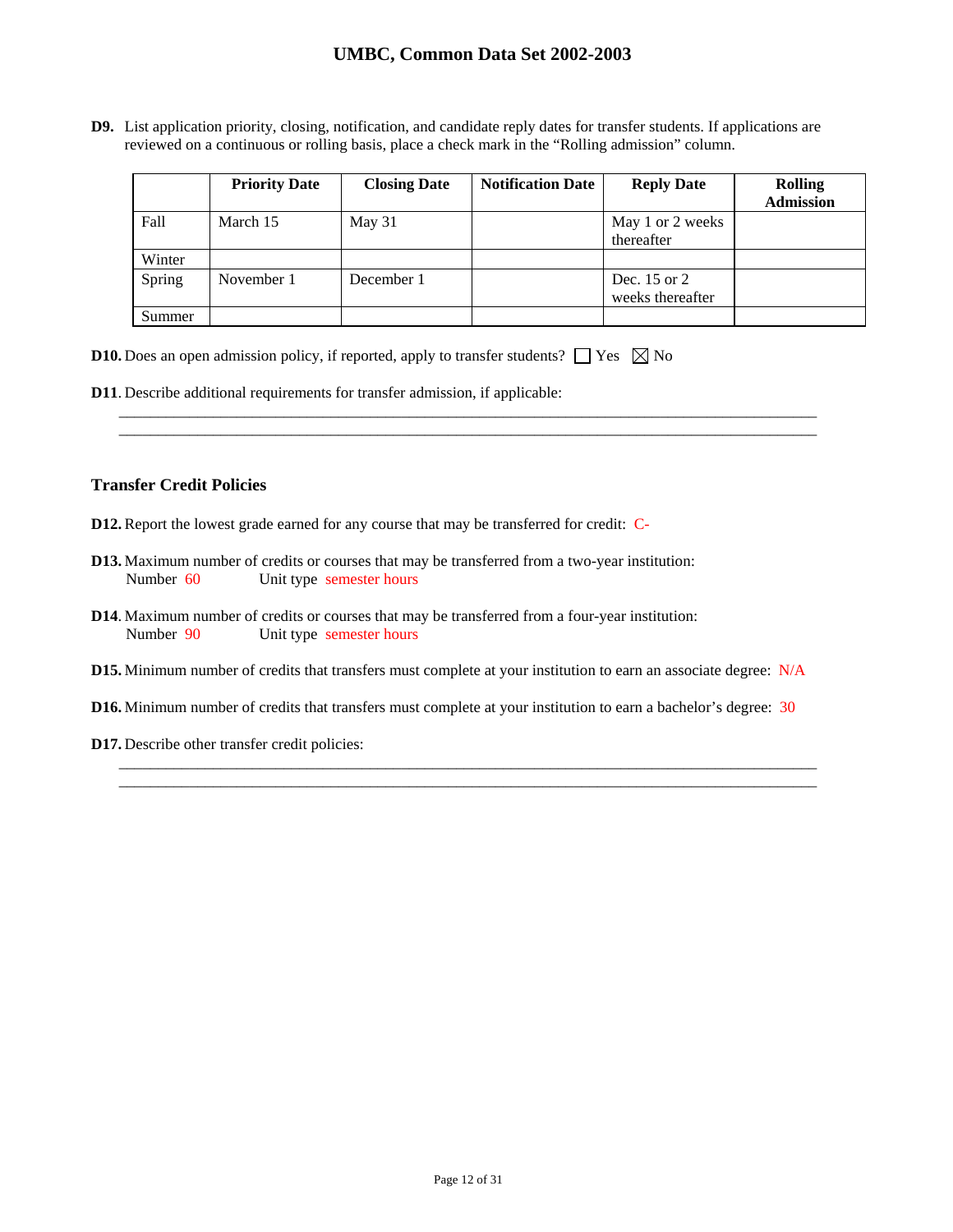**D9.** List application priority, closing, notification, and candidate reply dates for transfer students. If applications are reviewed on a continuous or rolling basis, place a check mark in the "Rolling admission" column.

| | Priority Date | Closing Date | Notification Date | Reply Date | Rolling Admission |
|---|---|---|---|---|---|
| Fall | March 15 | May 31 | | May 1 or 2 weeks thereafter | |
| Winter | | | | | |
| Spring | November 1 | December 1 | | Dec. 15 or 2 weeks thereafter | |
| Summer | | | | | |

**D10.** Does an open admission policy, if reported, apply to transfer students? ☐ Yes ☒ No

**D11**. Describe additional requirements for transfer admission, if applicable:

______________________________________________________________________________________

______________________________________________________________________________________

### Transfer Credit Policies

**D12.** Report the lowest grade earned for any course that may be transferred for credit: C-

**D13.** Maximum number of credits or courses that may be transferred from a two-year institution:
Number 60 Unit type semester hours

**D14**. Maximum number of credits or courses that may be transferred from a four-year institution:
Number 90 Unit type semester hours

**D15.** Minimum number of credits that transfers must complete at your institution to earn an associate degree: N/A

**D16.** Minimum number of credits that transfers must complete at your institution to earn a bachelor's degree: 30

**D17.** Describe other transfer credit policies:

______________________________________________________________________________________

______________________________________________________________________________________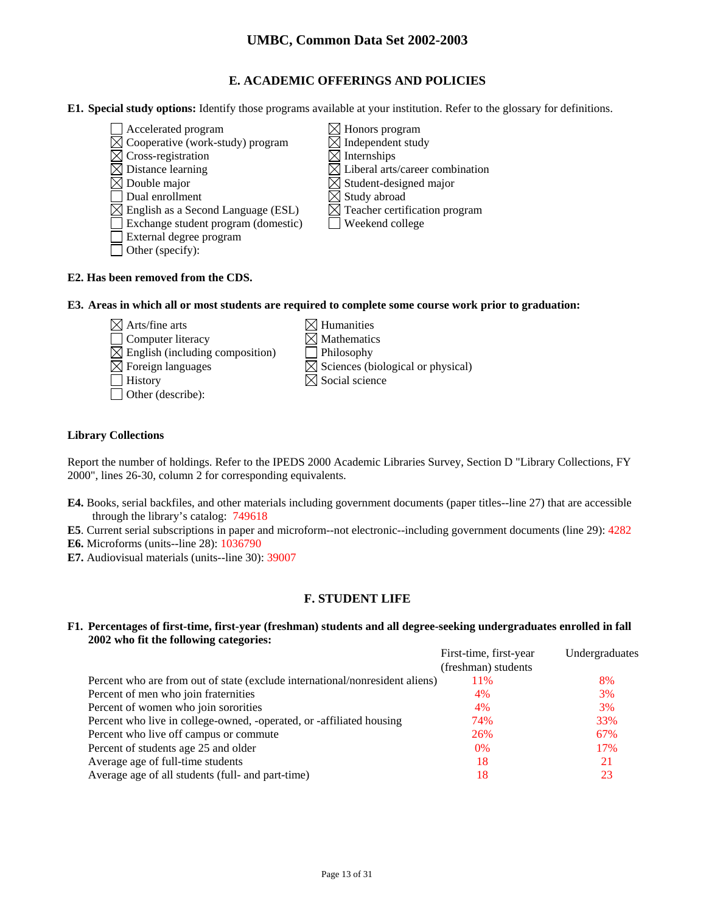## E. ACADEMIC OFFERINGS AND POLICIES

**E1. Special study options:** Identify those programs available at your institution. Refer to the glossary for definitions.

- ☐ Accelerated program
- ☒ Cooperative (work-study) program
- ☒ Cross-registration
- ☒ Distance learning
- ☒ Double major
- ☐ Dual enrollment
- ☒ English as a Second Language (ESL)
- ☐ Exchange student program (domestic)
- ☐ External degree program
- ☐ Other (specify):
- ☒ Honors program
- ☒ Independent study
- ☒ Internships
- ☒ Liberal arts/career combination
- ☒ Student-designed major
- ☒ Study abroad
- ☒ Teacher certification program
- ☐ Weekend college

**E2. Has been removed from the CDS.**

**E3. Areas in which all or most students are required to complete some course work prior to graduation:**

- ☒ Arts/fine arts
- ☐ Computer literacy
- ☒ English (including composition)
- ☒ Foreign languages
- ☐ History
- ☐ Other (describe):
- ☒ Humanities
- ☒ Mathematics
- ☐ Philosophy
- ☒ Sciences (biological or physical)
- ☒ Social science

**Library Collections**

Report the number of holdings. Refer to the IPEDS 2000 Academic Libraries Survey, Section D "Library Collections, FY 2000", lines 26-30, column 2 for corresponding equivalents.

**E4.** Books, serial backfiles, and other materials including government documents (paper titles--line 27) that are accessible through the library's catalog: 749618

**E5**. Current serial subscriptions in paper and microform--not electronic--including government documents (line 29): 4282

**E6.** Microforms (units--line 28): 1036790

**E7.** Audiovisual materials (units--line 30): 39007

## F. STUDENT LIFE

**F1. Percentages of first-time, first-year (freshman) students and all degree-seeking undergraduates enrolled in fall 2002 who fit the following categories:**

| | First-time, first-year (freshman) students | Undergraduates |
|---|---|---|
| Percent who are from out of state (exclude international/nonresident aliens) | 11% | 8% |
| Percent of men who join fraternities | 4% | 3% |
| Percent of women who join sororities | 4% | 3% |
| Percent who live in college-owned, -operated, or -affiliated housing | 74% | 33% |
| Percent who live off campus or commute | 26% | 67% |
| Percent of students age 25 and older | 0% | 17% |
| Average age of full-time students | 18 | 21 |
| Average age of all students (full- and part-time) | 18 | 23 |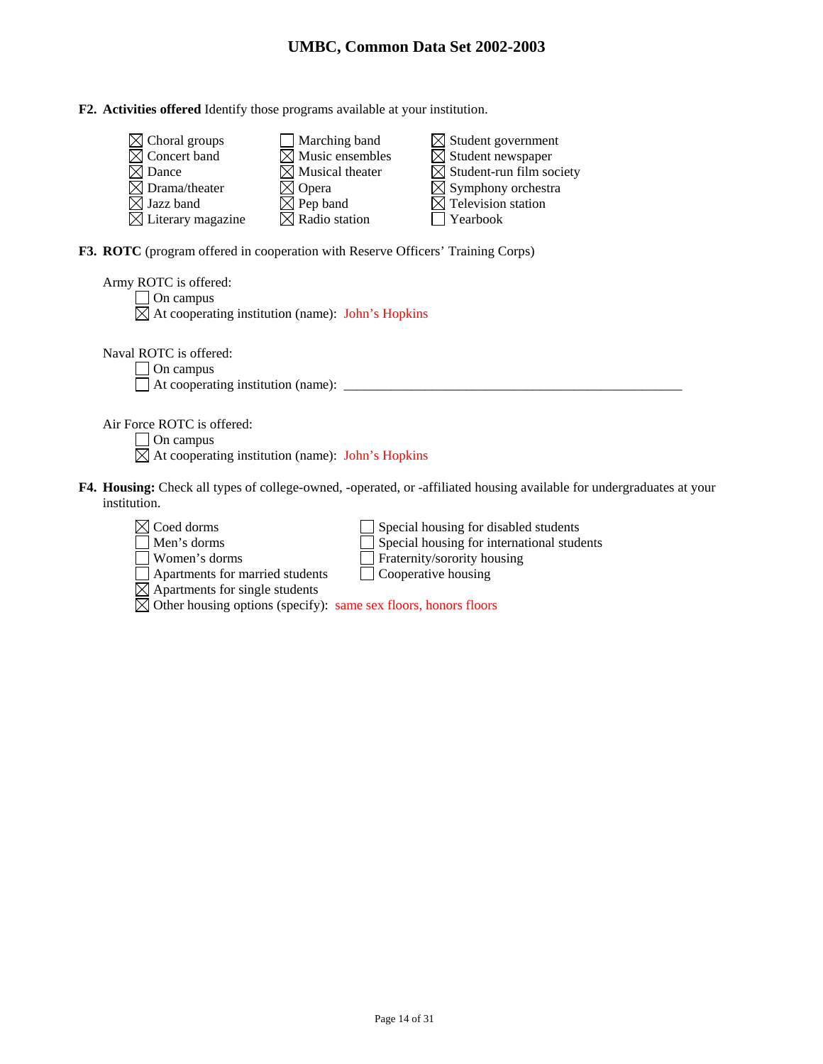**F2. Activities offered** Identify those programs available at your institution.

- ☒ Choral groups
- ☒ Concert band
- ☒ Dance
- ☒ Drama/theater
- ☒ Jazz band
- ☒ Literary magazine
- ☐ Marching band
- ☒ Music ensembles
- ☒ Musical theater
- ☒ Opera
- ☒ Pep band
- ☒ Radio station
- ☒ Student government
- ☒ Student newspaper
- ☒ Student-run film society
- ☒ Symphony orchestra
- ☒ Television station
- ☐ Yearbook

**F3. ROTC** (program offered in cooperation with Reserve Officers' Training Corps)

Army ROTC is offered:
- ☐ On campus
- ☒ At cooperating institution (name): John's Hopkins

Naval ROTC is offered:
- ☐ On campus
- ☐ At cooperating institution (name): ___________________________

Air Force ROTC is offered:
- ☐ On campus
- ☒ At cooperating institution (name): John's Hopkins

**F4. Housing:** Check all types of college-owned, -operated, or -affiliated housing available for undergraduates at your institution.

- ☒ Coed dorms
- ☐ Men's dorms
- ☐ Women's dorms
- ☐ Apartments for married students
- ☒ Apartments for single students
- ☒ Other housing options (specify): same sex floors, honors floors
- ☐ Special housing for disabled students
- ☐ Special housing for international students
- ☐ Fraternity/sorority housing
- ☐ Cooperative housing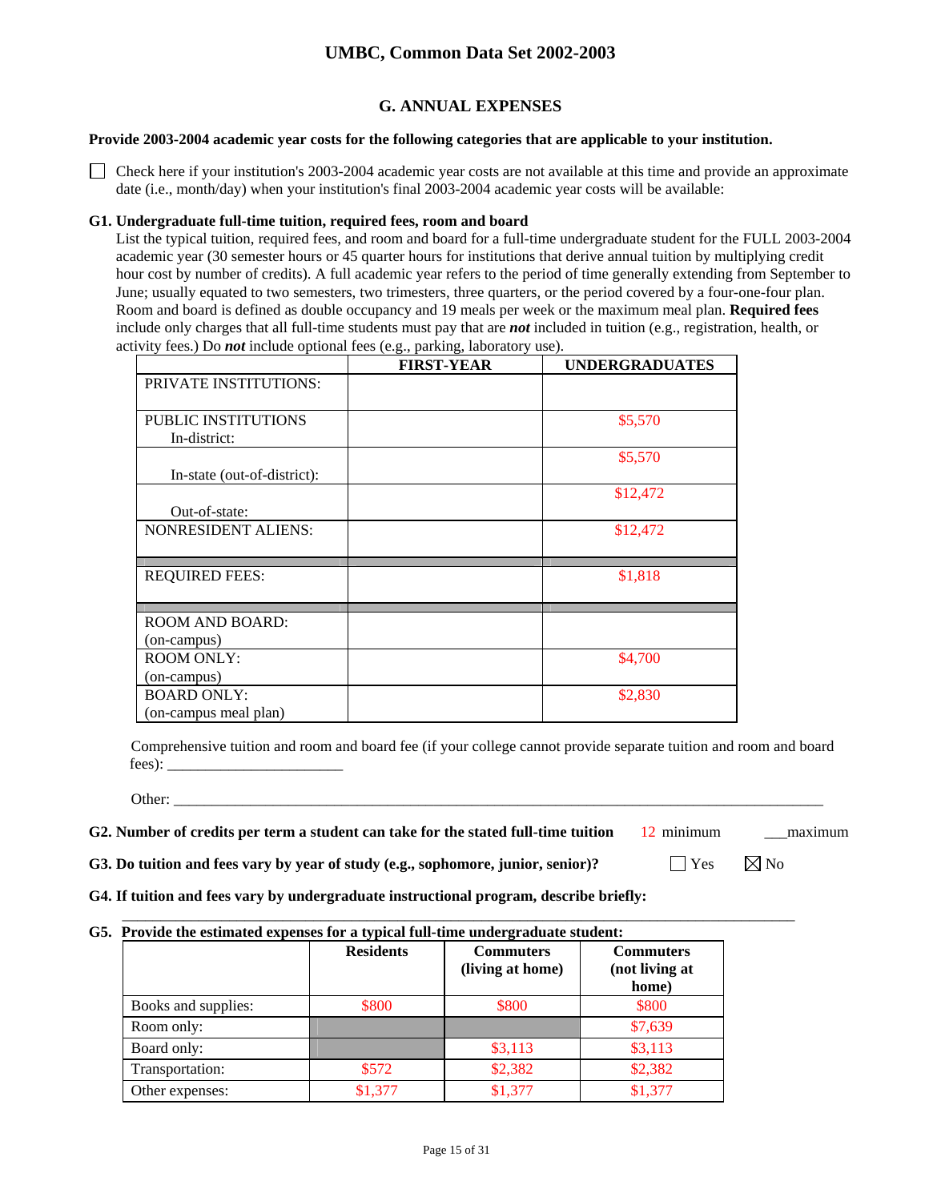## G. ANNUAL EXPENSES

**Provide 2003-2004 academic year costs for the following categories that are applicable to your institution.**

☐ Check here if your institution's 2003-2004 academic year costs are not available at this time and provide an approximate date (i.e., month/day) when your institution's final 2003-2004 academic year costs will be available:

**G1. Undergraduate full-time tuition, required fees, room and board**

List the typical tuition, required fees, and room and board for a full-time undergraduate student for the FULL 2003-2004 academic year (30 semester hours or 45 quarter hours for institutions that derive annual tuition by multiplying credit hour cost by number of credits). A full academic year refers to the period of time generally extending from September to June; usually equated to two semesters, two trimesters, three quarters, or the period covered by a four-one-four plan. Room and board is defined as double occupancy and 19 meals per week or the maximum meal plan. **Required fees** include only charges that all full-time students must pay that are ***not*** included in tuition (e.g., registration, health, or activity fees.) Do ***not*** include optional fees (e.g., parking, laboratory use).

| | FIRST-YEAR | UNDERGRADUATES |
|---|---|---|
| PRIVATE INSTITUTIONS: | | |
| PUBLIC INSTITUTIONS In-district: | | $5,570 |
| In-state (out-of-district): | | $5,570 |
| Out-of-state: | | $12,472 |
| NONRESIDENT ALIENS: | | $12,472 |
| REQUIRED FEES: | | $1,818 |
| ROOM AND BOARD: (on-campus) | | |
| ROOM ONLY: (on-campus) | | $4,700 |
| BOARD ONLY: (on-campus meal plan) | | $2,830 |

Comprehensive tuition and room and board fee (if your college cannot provide separate tuition and room and board fees): ______________________

Other: ______________________________________________________________________________________

**G2. Number of credits per term a student can take for the stated full-time tuition** 12 minimum ___maximum

**G3. Do tuition and fees vary by year of study (e.g., sophomore, junior, senior)?** ☐ Yes ☒ No

**G4. If tuition and fees vary by undergraduate instructional program, describe briefly:**

______________________________________________________________________________

**G5. Provide the estimated expenses for a typical full-time undergraduate student:**

| | Residents | Commuters (living at home) | Commuters (not living at home) |
|---|---|---|---|
| Books and supplies: | $800 | $800 | $800 |
| Room only: | | | $7,639 |
| Board only: | | $3,113 | $3,113 |
| Transportation: | $572 | $2,382 | $2,382 |
| Other expenses: | $1,377 | $1,377 | $1,377 |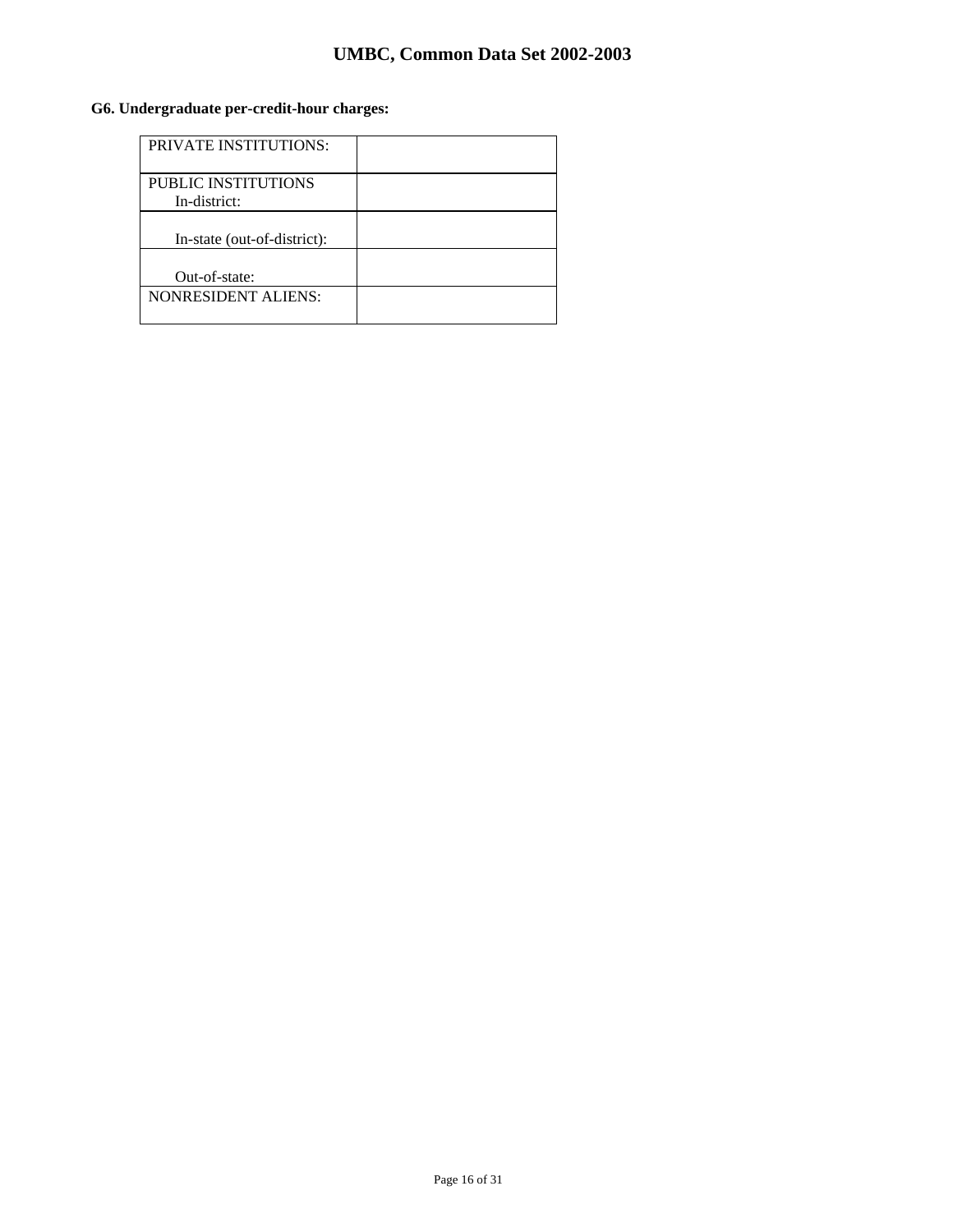**G6. Undergraduate per-credit-hour charges:**

| | |
|---|---|
| PRIVATE INSTITUTIONS: | |
| PUBLIC INSTITUTIONS<br>In-district: | |
| In-state (out-of-district): | |
| Out-of-state: | |
| NONRESIDENT ALIENS: | |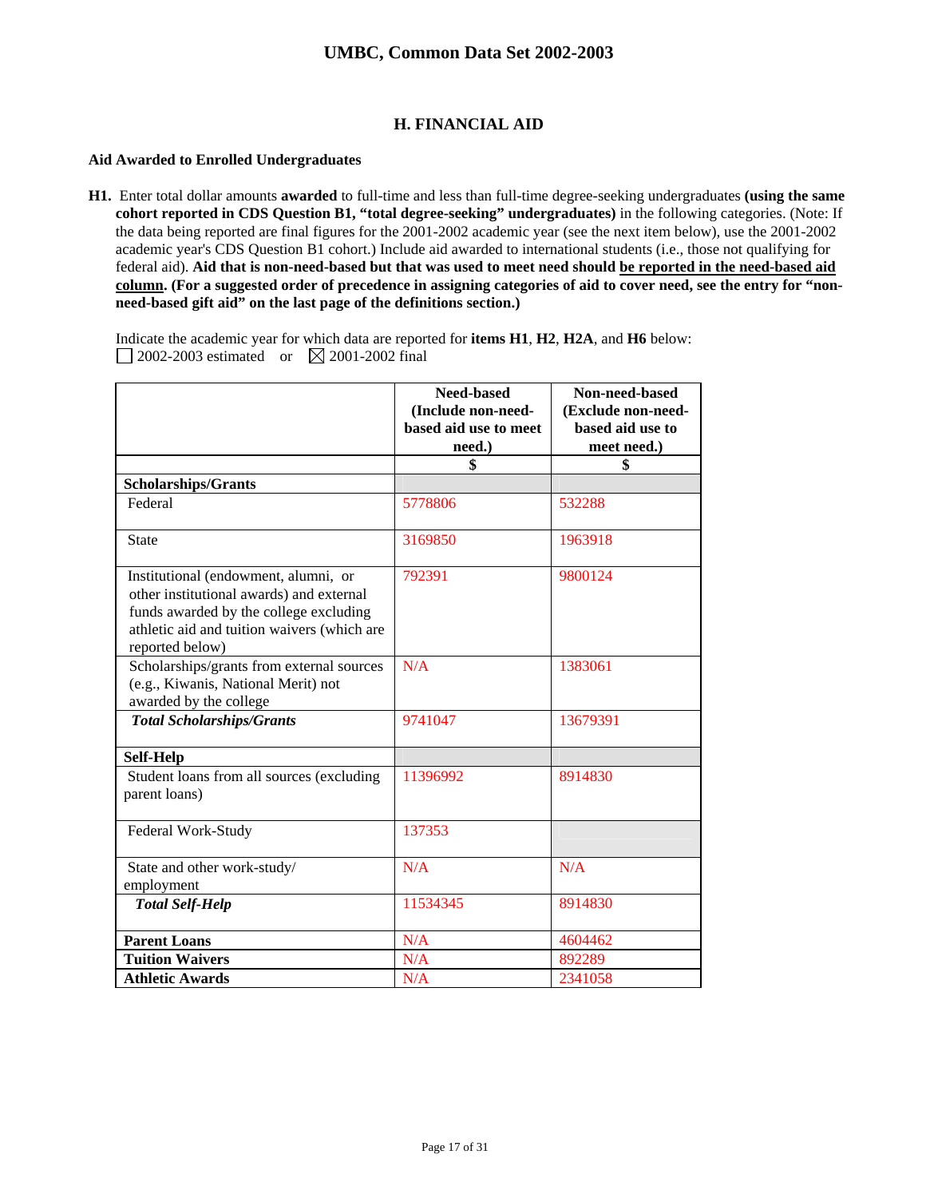## H. FINANCIAL AID

**Aid Awarded to Enrolled Undergraduates**

**H1.** Enter total dollar amounts **awarded** to full-time and less than full-time degree-seeking undergraduates **(using the same cohort reported in CDS Question B1, "total degree-seeking" undergraduates)** in the following categories. (Note: If the data being reported are final figures for the 2001-2002 academic year (see the next item below), use the 2001-2002 academic year's CDS Question B1 cohort.) Include aid awarded to international students (i.e., those not qualifying for federal aid). **Aid that is non-need-based but that was used to meet need should be reported in the need-based aid column. (For a suggested order of precedence in assigning categories of aid to cover need, see the entry for "non-need-based gift aid" on the last page of the definitions section.)**

Indicate the academic year for which data are reported for **items H1**, **H2**, **H2A**, and **H6** below:
☐ 2002-2003 estimated or ☒ 2001-2002 final

| | Need-based (Include non-need-based aid use to meet need.) | Non-need-based (Exclude non-need-based aid use to meet need.) |
|---|---|---|
| | $ | $ |
| **Scholarships/Grants** | | |
| Federal | 5778806 | 532288 |
| State | 3169850 | 1963918 |
| Institutional (endowment, alumni, or other institutional awards) and external funds awarded by the college excluding athletic aid and tuition waivers (which are reported below) | 792391 | 9800124 |
| Scholarships/grants from external sources (e.g., Kiwanis, National Merit) not awarded by the college | N/A | 1383061 |
| ***Total Scholarships/Grants*** | 9741047 | 13679391 |
| **Self-Help** | | |
| Student loans from all sources (excluding parent loans) | 11396992 | 8914830 |
| Federal Work-Study | 137353 | |
| State and other work-study/ employment | N/A | N/A |
| ***Total Self-Help*** | 11534345 | 8914830 |
| **Parent Loans** | N/A | 4604462 |
| **Tuition Waivers** | N/A | 892289 |
| **Athletic Awards** | N/A | 2341058 |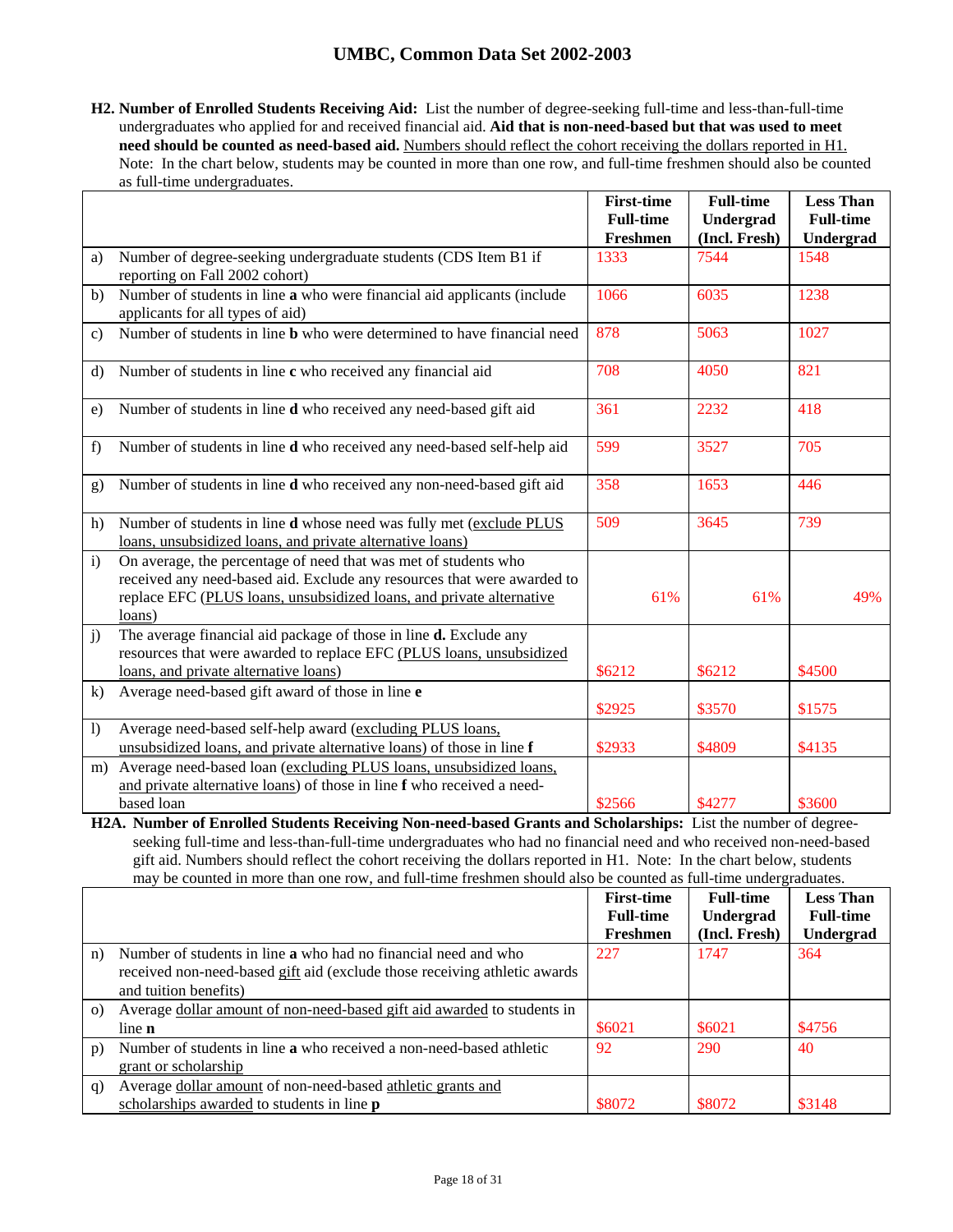**H2. Number of Enrolled Students Receiving Aid:** List the number of degree-seeking full-time and less-than-full-time undergraduates who applied for and received financial aid. **Aid that is non-need-based but that was used to meet need should be counted as need-based aid.** Numbers should reflect the cohort receiving the dollars reported in H1. Note: In the chart below, students may be counted in more than one row, and full-time freshmen should also be counted as full-time undergraduates.

| | | First-time Full-time Freshmen | Full-time Undergrad (Incl. Fresh) | Less Than Full-time Undergrad |
|---|---|---|---|---|
| a) | Number of degree-seeking undergraduate students (CDS Item B1 if reporting on Fall 2002 cohort) | 1333 | 7544 | 1548 |
| b) | Number of students in line **a** who were financial aid applicants (include applicants for all types of aid) | 1066 | 6035 | 1238 |
| c) | Number of students in line **b** who were determined to have financial need | 878 | 5063 | 1027 |
| d) | Number of students in line **c** who received any financial aid | 708 | 4050 | 821 |
| e) | Number of students in line **d** who received any need-based gift aid | 361 | 2232 | 418 |
| f) | Number of students in line **d** who received any need-based self-help aid | 599 | 3527 | 705 |
| g) | Number of students in line **d** who received any non-need-based gift aid | 358 | 1653 | 446 |
| h) | Number of students in line **d** whose need was fully met (exclude PLUS loans, unsubsidized loans, and private alternative loans) | 509 | 3645 | 739 |
| i) | On average, the percentage of need that was met of students who received any need-based aid. Exclude any resources that were awarded to replace EFC (PLUS loans, unsubsidized loans, and private alternative loans) | 61% | 61% | 49% |
| j) | The average financial aid package of those in line **d.** Exclude any resources that were awarded to replace EFC (PLUS loans, unsubsidized loans, and private alternative loans) | $6212 | $6212 | $4500 |
| k) | Average need-based gift award of those in line **e** | $2925 | $3570 | $1575 |
| l) | Average need-based self-help award (excluding PLUS loans, unsubsidized loans, and private alternative loans) of those in line **f** | $2933 | $4809 | $4135 |
| m) | Average need-based loan (excluding PLUS loans, unsubsidized loans, and private alternative loans) of those in line **f** who received a need-based loan | $2566 | $4277 | $3600 |

**H2A. Number of Enrolled Students Receiving Non-need-based Grants and Scholarships:** List the number of degree-seeking full-time and less-than-full-time undergraduates who had no financial need and who received non-need-based gift aid. Numbers should reflect the cohort receiving the dollars reported in H1. Note: In the chart below, students may be counted in more than one row, and full-time freshmen should also be counted as full-time undergraduates.

| | | First-time Full-time Freshmen | Full-time Undergrad (Incl. Fresh) | Less Than Full-time Undergrad |
|---|---|---|---|---|
| n) | Number of students in line **a** who had no financial need and who received non-need-based gift aid (exclude those receiving athletic awards and tuition benefits) | 227 | 1747 | 364 |
| o) | Average dollar amount of non-need-based gift aid awarded to students in line **n** | $6021 | $6021 | $4756 |
| p) | Number of students in line **a** who received a non-need-based athletic grant or scholarship | 92 | 290 | 40 |
| q) | Average dollar amount of non-need-based athletic grants and scholarships awarded to students in line **p** | $8072 | $8072 | $3148 |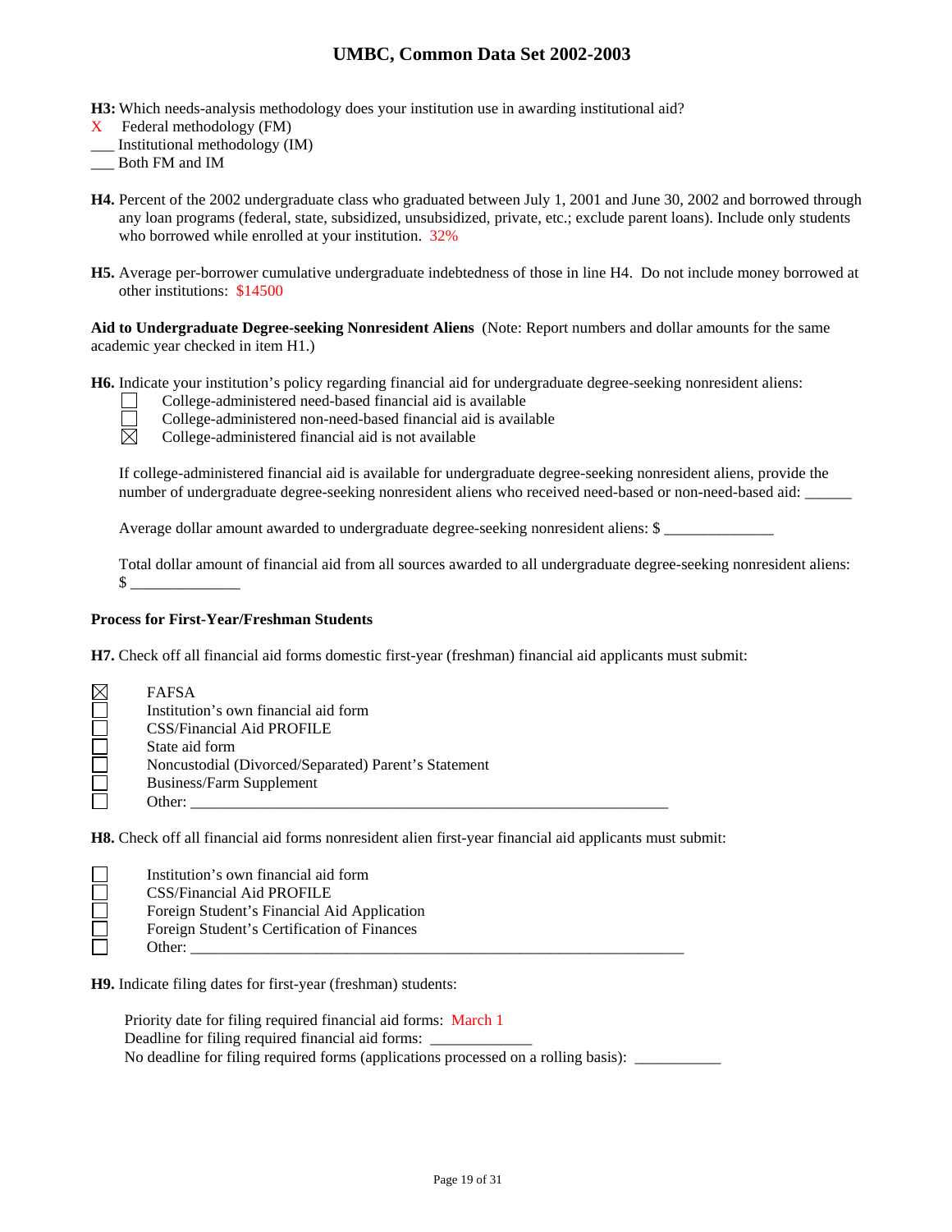**H3:** Which needs-analysis methodology does your institution use in awarding institutional aid?
X Federal methodology (FM)
___ Institutional methodology (IM)
___ Both FM and IM

**H4.** Percent of the 2002 undergraduate class who graduated between July 1, 2001 and June 30, 2002 and borrowed through any loan programs (federal, state, subsidized, unsubsidized, private, etc.; exclude parent loans). Include only students who borrowed while enrolled at your institution. 32%

**H5.** Average per-borrower cumulative undergraduate indebtedness of those in line H4. Do not include money borrowed at other institutions: $14500

**Aid to Undergraduate Degree-seeking Nonresident Aliens** (Note: Report numbers and dollar amounts for the same academic year checked in item H1.)

**H6.** Indicate your institution's policy regarding financial aid for undergraduate degree-seeking nonresident aliens:

- ☐ College-administered need-based financial aid is available
- ☐ College-administered non-need-based financial aid is available
- ☒ College-administered financial aid is not available

If college-administered financial aid is available for undergraduate degree-seeking nonresident aliens, provide the number of undergraduate degree-seeking nonresident aliens who received need-based or non-need-based aid: ______

Average dollar amount awarded to undergraduate degree-seeking nonresident aliens: $ ______________

Total dollar amount of financial aid from all sources awarded to all undergraduate degree-seeking nonresident aliens: $ ______________

**Process for First-Year/Freshman Students**

**H7.** Check off all financial aid forms domestic first-year (freshman) financial aid applicants must submit:

- ☒ FAFSA
- ☐ Institution's own financial aid form
- ☐ CSS/Financial Aid PROFILE
- ☐ State aid form
- ☐ Noncustodial (Divorced/Separated) Parent's Statement
- ☐ Business/Farm Supplement
- ☐ Other: ________________________________________________________________

**H8.** Check off all financial aid forms nonresident alien first-year financial aid applicants must submit:

- ☐ Institution's own financial aid form
- ☐ CSS/Financial Aid PROFILE
- ☐ Foreign Student's Financial Aid Application
- ☐ Foreign Student's Certification of Finances
- ☐ Other: ________________________________________________________________

**H9.** Indicate filing dates for first-year (freshman) students:

Priority date for filing required financial aid forms: March 1
Deadline for filing required financial aid forms: _____________
No deadline for filing required forms (applications processed on a rolling basis): ___________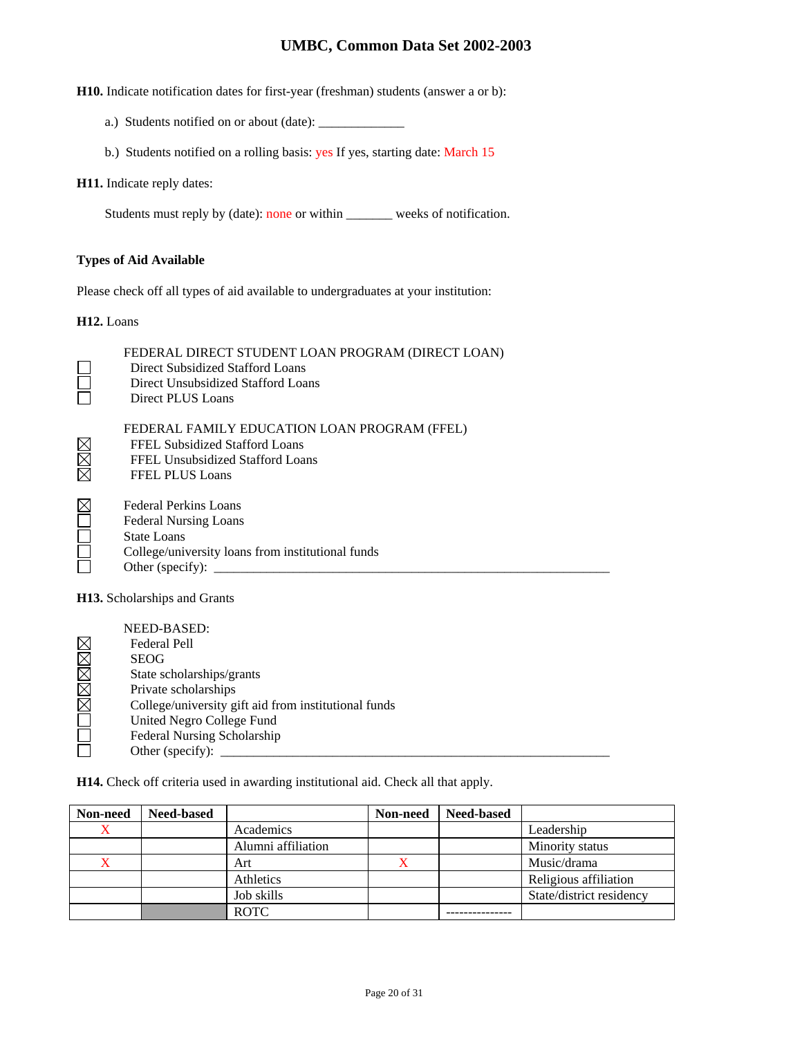**H10.** Indicate notification dates for first-year (freshman) students (answer a or b):

a.) Students notified on or about (date): _____________

b.) Students notified on a rolling basis: yes If yes, starting date: March 15

**H11.** Indicate reply dates:

Students must reply by (date): none or within _______ weeks of notification.

**Types of Aid Available**

Please check off all types of aid available to undergraduates at your institution:

**H12.** Loans

FEDERAL DIRECT STUDENT LOAN PROGRAM (DIRECT LOAN)

- ☐ Direct Subsidized Stafford Loans
- ☐ Direct Unsubsidized Stafford Loans
- ☐ Direct PLUS Loans

FEDERAL FAMILY EDUCATION LOAN PROGRAM (FFEL)

- ☒ FFEL Subsidized Stafford Loans
- ☒ FFEL Unsubsidized Stafford Loans
- ☒ FFEL PLUS Loans

- ☒ Federal Perkins Loans
- ☐ Federal Nursing Loans
- ☐ State Loans
- ☐ College/university loans from institutional funds
- ☐ Other (specify): _______________________________________________

**H13.** Scholarships and Grants

NEED-BASED:

- ☒ Federal Pell
- ☒ SEOG
- ☒ State scholarships/grants
- ☒ Private scholarships
- ☒ College/university gift aid from institutional funds
- ☐ United Negro College Fund
- ☐ Federal Nursing Scholarship
- ☐ Other (specify): _______________________________________________

**H14.** Check off criteria used in awarding institutional aid. Check all that apply.

| Non-need | Need-based | | Non-need | Need-based | |
|---|---|---|---|---|---|
| X | | Academics | | | Leadership |
| | | Alumni affiliation | | | Minority status |
| X | | Art | X | | Music/drama |
| | | Athletics | | | Religious affiliation |
| | | Job skills | | | State/district residency |
| | | ROTC | | --------------- | |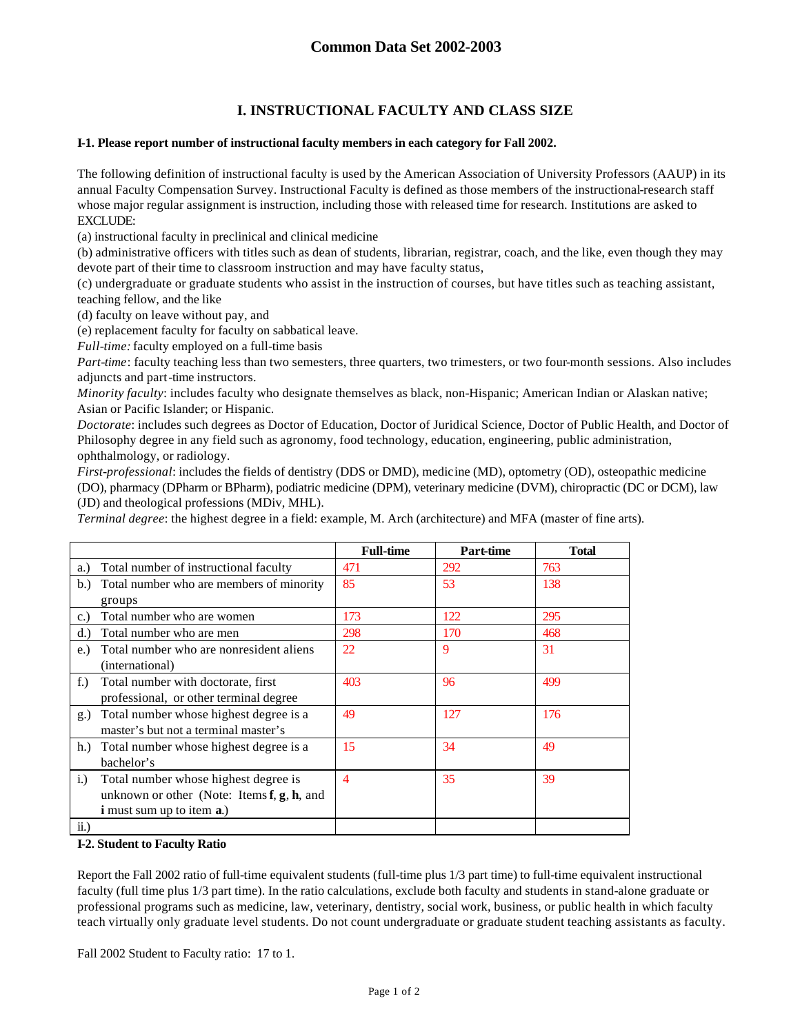## Common Data Set 2002-2003

# I. INSTRUCTIONAL FACULTY AND CLASS SIZE

**I-1. Please report number of instructional faculty members in each category for Fall 2002.**

The following definition of instructional faculty is used by the American Association of University Professors (AAUP) in its annual Faculty Compensation Survey. Instructional Faculty is defined as those members of the instructional-research staff whose major regular assignment is instruction, including those with released time for research. Institutions are asked to EXCLUDE:

(a) instructional faculty in preclinical and clinical medicine

(b) administrative officers with titles such as dean of students, librarian, registrar, coach, and the like, even though they may devote part of their time to classroom instruction and may have faculty status,

(c) undergraduate or graduate students who assist in the instruction of courses, but have titles such as teaching assistant, teaching fellow, and the like

(d) faculty on leave without pay, and

(e) replacement faculty for faculty on sabbatical leave.

*Full-time:* faculty employed on a full-time basis

*Part-time*: faculty teaching less than two semesters, three quarters, two trimesters, or two four-month sessions. Also includes adjuncts and part-time instructors.

*Minority faculty*: includes faculty who designate themselves as black, non-Hispanic; American Indian or Alaskan native; Asian or Pacific Islander; or Hispanic.

*Doctorate*: includes such degrees as Doctor of Education, Doctor of Juridical Science, Doctor of Public Health, and Doctor of Philosophy degree in any field such as agronomy, food technology, education, engineering, public administration, ophthalmology, or radiology.

*First-professional*: includes the fields of dentistry (DDS or DMD), medicine (MD), optometry (OD), osteopathic medicine (DO), pharmacy (DPharm or BPharm), podiatric medicine (DPM), veterinary medicine (DVM), chiropractic (DC or DCM), law (JD) and theological professions (MDiv, MHL).

*Terminal degree*: the highest degree in a field: example, M. Arch (architecture) and MFA (master of fine arts).

| | Full-time | Part-time | Total |
|---|---|---|---|
| a.) Total number of instructional faculty | 471 | 292 | 763 |
| b.) Total number who are members of minority groups | 85 | 53 | 138 |
| c.) Total number who are women | 173 | 122 | 295 |
| d.) Total number who are men | 298 | 170 | 468 |
| e.) Total number who are nonresident aliens (international) | 22 | 9 | 31 |
| f.) Total number with doctorate, first professional, or other terminal degree | 403 | 96 | 499 |
| g.) Total number whose highest degree is a master's but not a terminal master's | 49 | 127 | 176 |
| h.) Total number whose highest degree is a bachelor's | 15 | 34 | 49 |
| i.) Total number whose highest degree is unknown or other (Note: Items **f**, **g**, **h**, and **i** must sum up to item **a**.) | 4 | 35 | 39 |
| ii.) | | | |

**I-2. Student to Faculty Ratio**

Report the Fall 2002 ratio of full-time equivalent students (full-time plus 1/3 part time) to full-time equivalent instructional faculty (full time plus 1/3 part time). In the ratio calculations, exclude both faculty and students in stand-alone graduate or professional programs such as medicine, law, veterinary, dentistry, social work, business, or public health in which faculty teach virtually only graduate level students. Do not count undergraduate or graduate student teaching assistants as faculty.

Fall 2002 Student to Faculty ratio: 17 to 1.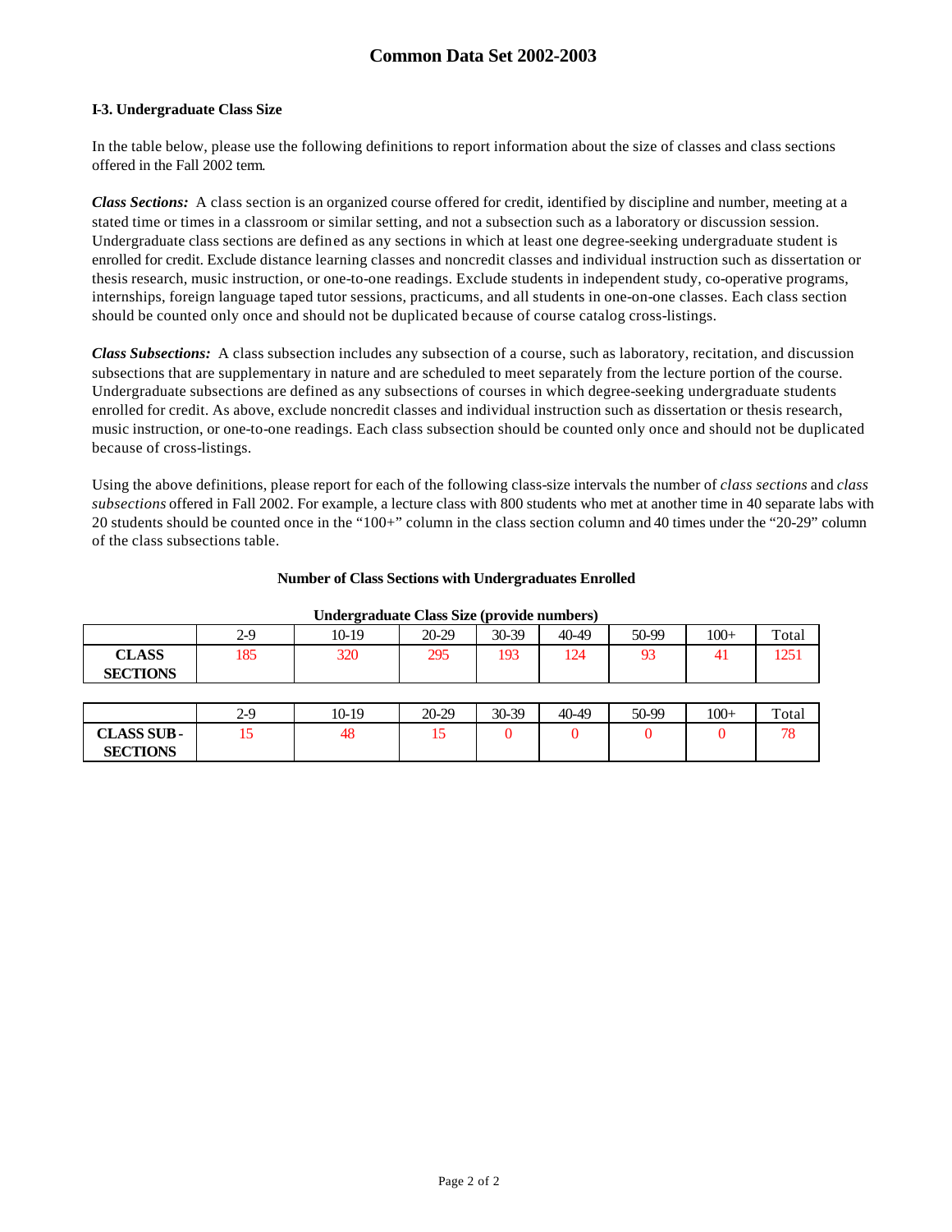# Common Data Set 2002-2003

### I-3. Undergraduate Class Size

In the table below, please use the following definitions to report information about the size of classes and class sections offered in the Fall 2002 term.

***Class Sections:*** A class section is an organized course offered for credit, identified by discipline and number, meeting at a stated time or times in a classroom or similar setting, and not a subsection such as a laboratory or discussion session. Undergraduate class sections are defined as any sections in which at least one degree-seeking undergraduate student is enrolled for credit. Exclude distance learning classes and noncredit classes and individual instruction such as dissertation or thesis research, music instruction, or one-to-one readings. Exclude students in independent study, co-operative programs, internships, foreign language taped tutor sessions, practicums, and all students in one-on-one classes. Each class section should be counted only once and should not be duplicated because of course catalog cross-listings.

***Class Subsections:*** A class subsection includes any subsection of a course, such as laboratory, recitation, and discussion subsections that are supplementary in nature and are scheduled to meet separately from the lecture portion of the course. Undergraduate subsections are defined as any subsections of courses in which degree-seeking undergraduate students enrolled for credit. As above, exclude noncredit classes and individual instruction such as dissertation or thesis research, music instruction, or one-to-one readings. Each class subsection should be counted only once and should not be duplicated because of cross-listings.

Using the above definitions, please report for each of the following class-size intervals the number of *class sections* and *class subsections* offered in Fall 2002. For example, a lecture class with 800 students who met at another time in 40 separate labs with 20 students should be counted once in the "100+" column in the class section column and 40 times under the "20-29" column of the class subsections table.

**Number of Class Sections with Undergraduates Enrolled**

**Undergraduate Class Size (provide numbers)**

| | 2-9 | 10-19 | 20-29 | 30-39 | 40-49 | 50-99 | 100+ | Total |
|---|---|---|---|---|---|---|---|---|
| **CLASS SECTIONS** | 185 | 320 | 295 | 193 | 124 | 93 | 41 | 1251 |

| | 2-9 | 10-19 | 20-29 | 30-39 | 40-49 | 50-99 | 100+ | Total |
|---|---|---|---|---|---|---|---|---|
| **CLASS SUB-SECTIONS** | 15 | 48 | 15 | 0 | 0 | 0 | 0 | 78 |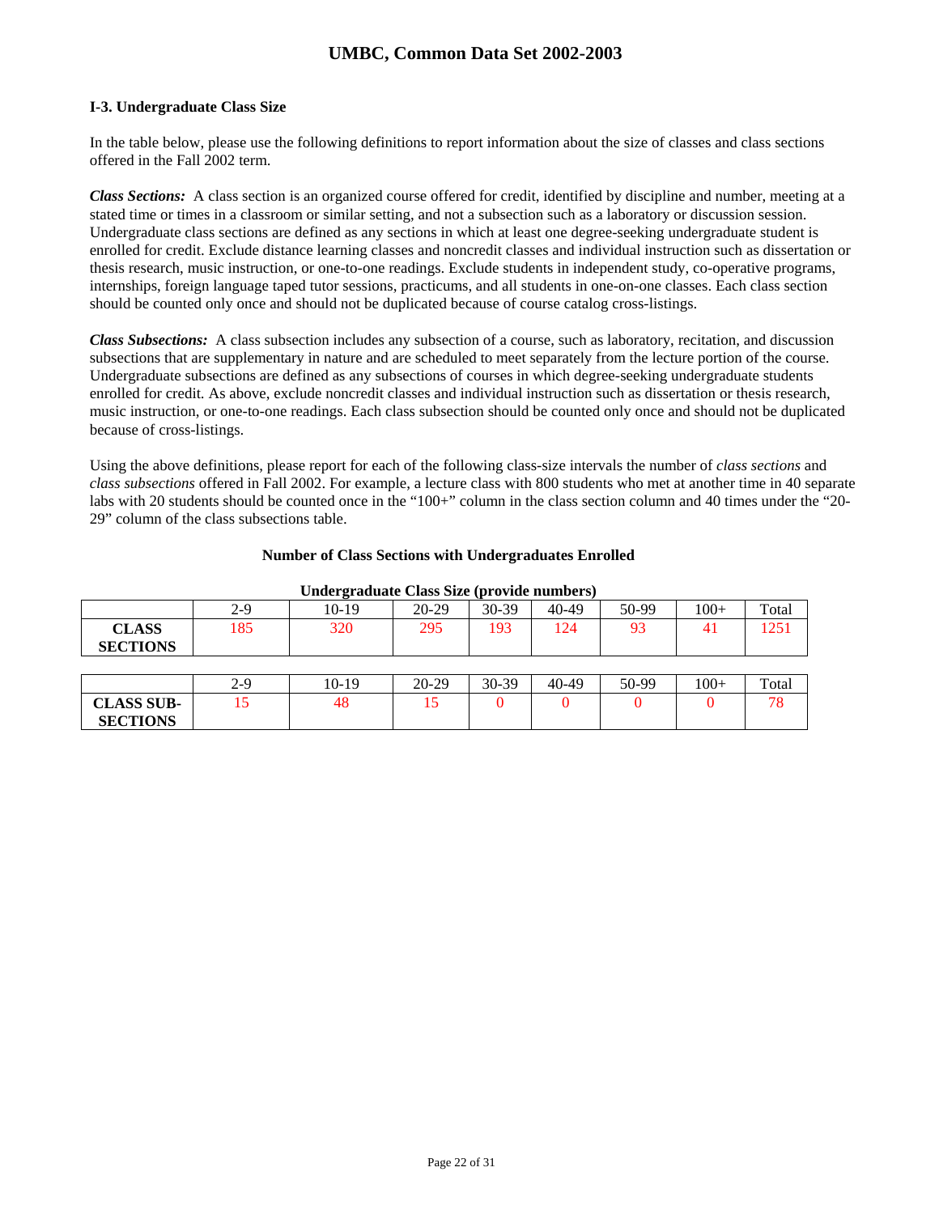### I-3. Undergraduate Class Size

In the table below, please use the following definitions to report information about the size of classes and class sections offered in the Fall 2002 term.

***Class Sections:*** A class section is an organized course offered for credit, identified by discipline and number, meeting at a stated time or times in a classroom or similar setting, and not a subsection such as a laboratory or discussion session. Undergraduate class sections are defined as any sections in which at least one degree-seeking undergraduate student is enrolled for credit. Exclude distance learning classes and noncredit classes and individual instruction such as dissertation or thesis research, music instruction, or one-to-one readings. Exclude students in independent study, co-operative programs, internships, foreign language taped tutor sessions, practicums, and all students in one-on-one classes. Each class section should be counted only once and should not be duplicated because of course catalog cross-listings.

***Class Subsections:*** A class subsection includes any subsection of a course, such as laboratory, recitation, and discussion subsections that are supplementary in nature and are scheduled to meet separately from the lecture portion of the course. Undergraduate subsections are defined as any subsections of courses in which degree-seeking undergraduate students enrolled for credit. As above, exclude noncredit classes and individual instruction such as dissertation or thesis research, music instruction, or one-to-one readings. Each class subsection should be counted only once and should not be duplicated because of cross-listings.

Using the above definitions, please report for each of the following class-size intervals the number of *class sections* and *class subsections* offered in Fall 2002. For example, a lecture class with 800 students who met at another time in 40 separate labs with 20 students should be counted once in the "100+" column in the class section column and 40 times under the "20-29" column of the class subsections table.

**Number of Class Sections with Undergraduates Enrolled**

**Undergraduate Class Size (provide numbers)**

| | 2-9 | 10-19 | 20-29 | 30-39 | 40-49 | 50-99 | 100+ | Total |
|---|---|---|---|---|---|---|---|---|
| **CLASS SECTIONS** | 185 | 320 | 295 | 193 | 124 | 93 | 41 | 1251 |

| | 2-9 | 10-19 | 20-29 | 30-39 | 40-49 | 50-99 | 100+ | Total |
|---|---|---|---|---|---|---|---|---|
| **CLASS SUB-SECTIONS** | 15 | 48 | 15 | 0 | 0 | 0 | 0 | 78 |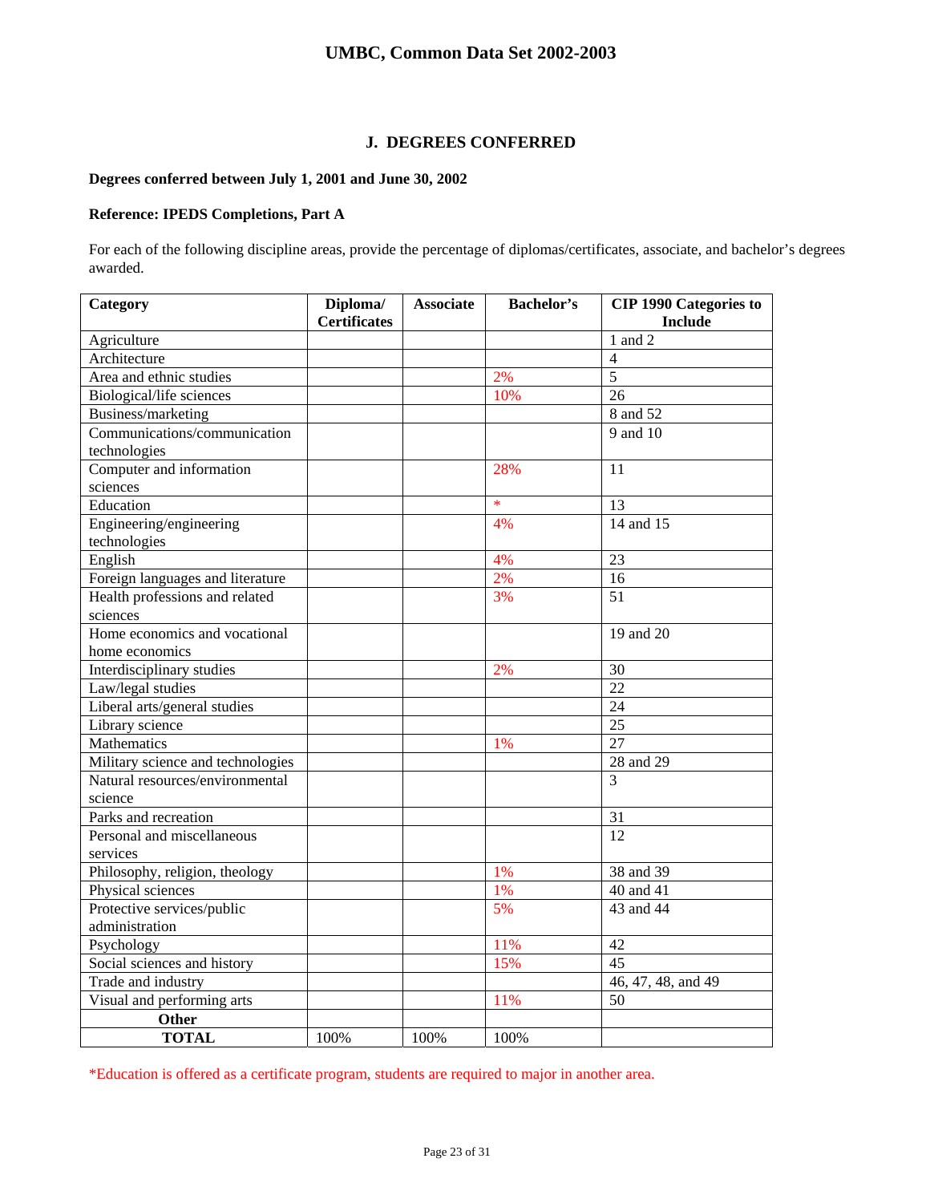## J. DEGREES CONFERRED

**Degrees conferred between July 1, 2001 and June 30, 2002**

**Reference: IPEDS Completions, Part A**

For each of the following discipline areas, provide the percentage of diplomas/certificates, associate, and bachelor's degrees awarded.

| Category | Diploma/ Certificates | Associate | Bachelor's | CIP 1990 Categories to Include |
|---|---|---|---|---|
| Agriculture | | | | 1 and 2 |
| Architecture | | | | 4 |
| Area and ethnic studies | | | 2% | 5 |
| Biological/life sciences | | | 10% | 26 |
| Business/marketing | | | | 8 and 52 |
| Communications/communication technologies | | | | 9 and 10 |
| Computer and information sciences | | | 28% | 11 |
| Education | | | * | 13 |
| Engineering/engineering technologies | | | 4% | 14 and 15 |
| English | | | 4% | 23 |
| Foreign languages and literature | | | 2% | 16 |
| Health professions and related sciences | | | 3% | 51 |
| Home economics and vocational home economics | | | | 19 and 20 |
| Interdisciplinary studies | | | 2% | 30 |
| Law/legal studies | | | | 22 |
| Liberal arts/general studies | | | | 24 |
| Library science | | | | 25 |
| Mathematics | | | 1% | 27 |
| Military science and technologies | | | | 28 and 29 |
| Natural resources/environmental science | | | | 3 |
| Parks and recreation | | | | 31 |
| Personal and miscellaneous services | | | | 12 |
| Philosophy, religion, theology | | | 1% | 38 and 39 |
| Physical sciences | | | 1% | 40 and 41 |
| Protective services/public administration | | | 5% | 43 and 44 |
| Psychology | | | 11% | 42 |
| Social sciences and history | | | 15% | 45 |
| Trade and industry | | | | 46, 47, 48, and 49 |
| Visual and performing arts | | | 11% | 50 |
| **Other** | | | | |
| **TOTAL** | 100% | 100% | 100% | |

*Education is offered as a certificate program, students are required to major in another area.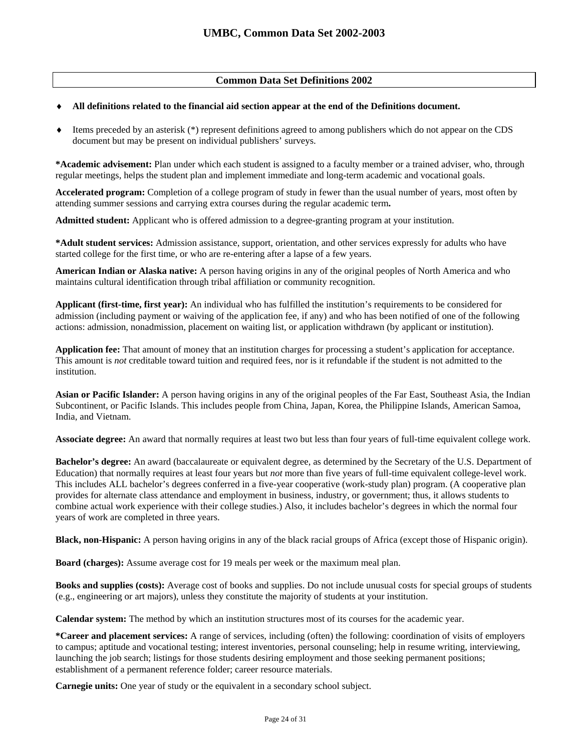## Common Data Set Definitions 2002

- **All definitions related to the financial aid section appear at the end of the Definitions document.**
- Items preceded by an asterisk (*) represent definitions agreed to among publishers which do not appear on the CDS document but may be present on individual publishers' surveys.

**\*Academic advisement:** Plan under which each student is assigned to a faculty member or a trained adviser, who, through regular meetings, helps the student plan and implement immediate and long-term academic and vocational goals.

**Accelerated program:** Completion of a college program of study in fewer than the usual number of years, most often by attending summer sessions and carrying extra courses during the regular academic term**.**

**Admitted student:** Applicant who is offered admission to a degree-granting program at your institution.

**\*Adult student services:** Admission assistance, support, orientation, and other services expressly for adults who have started college for the first time, or who are re-entering after a lapse of a few years.

**American Indian or Alaska native:** A person having origins in any of the original peoples of North America and who maintains cultural identification through tribal affiliation or community recognition.

**Applicant (first-time, first year):** An individual who has fulfilled the institution's requirements to be considered for admission (including payment or waiving of the application fee, if any) and who has been notified of one of the following actions: admission, nonadmission, placement on waiting list, or application withdrawn (by applicant or institution).

**Application fee:** That amount of money that an institution charges for processing a student's application for acceptance. This amount is *not* creditable toward tuition and required fees, nor is it refundable if the student is not admitted to the institution.

**Asian or Pacific Islander:** A person having origins in any of the original peoples of the Far East, Southeast Asia, the Indian Subcontinent, or Pacific Islands. This includes people from China, Japan, Korea, the Philippine Islands, American Samoa, India, and Vietnam.

**Associate degree:** An award that normally requires at least two but less than four years of full-time equivalent college work.

**Bachelor's degree:** An award (baccalaureate or equivalent degree, as determined by the Secretary of the U.S. Department of Education) that normally requires at least four years but *not* more than five years of full-time equivalent college-level work. This includes ALL bachelor's degrees conferred in a five-year cooperative (work-study plan) program. (A cooperative plan provides for alternate class attendance and employment in business, industry, or government; thus, it allows students to combine actual work experience with their college studies.) Also, it includes bachelor's degrees in which the normal four years of work are completed in three years.

**Black, non-Hispanic:** A person having origins in any of the black racial groups of Africa (except those of Hispanic origin).

**Board (charges):** Assume average cost for 19 meals per week or the maximum meal plan.

**Books and supplies (costs):** Average cost of books and supplies. Do not include unusual costs for special groups of students (e.g., engineering or art majors), unless they constitute the majority of students at your institution.

**Calendar system:** The method by which an institution structures most of its courses for the academic year.

**\*Career and placement services:** A range of services, including (often) the following: coordination of visits of employers to campus; aptitude and vocational testing; interest inventories, personal counseling; help in resume writing, interviewing, launching the job search; listings for those students desiring employment and those seeking permanent positions; establishment of a permanent reference folder; career resource materials.

**Carnegie units:** One year of study or the equivalent in a secondary school subject.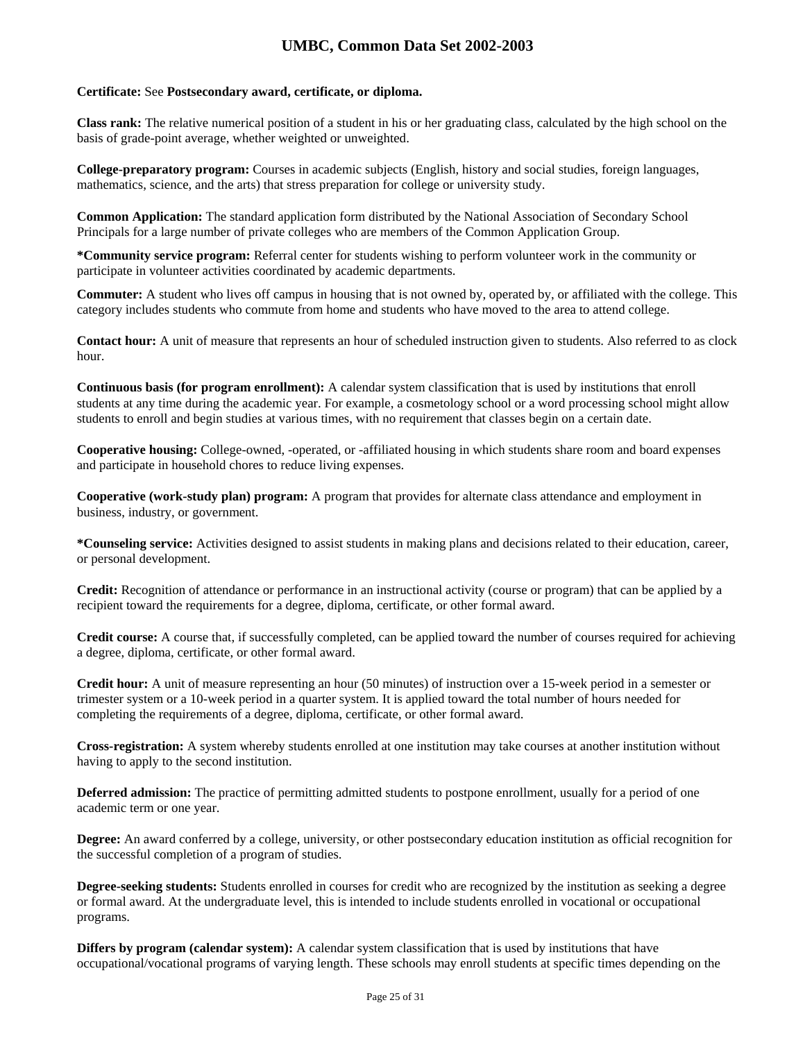**Certificate:** See **Postsecondary award, certificate, or diploma.**

**Class rank:** The relative numerical position of a student in his or her graduating class, calculated by the high school on the basis of grade-point average, whether weighted or unweighted.

**College-preparatory program:** Courses in academic subjects (English, history and social studies, foreign languages, mathematics, science, and the arts) that stress preparation for college or university study.

**Common Application:** The standard application form distributed by the National Association of Secondary School Principals for a large number of private colleges who are members of the Common Application Group.

**\*Community service program:** Referral center for students wishing to perform volunteer work in the community or participate in volunteer activities coordinated by academic departments.

**Commuter:** A student who lives off campus in housing that is not owned by, operated by, or affiliated with the college. This category includes students who commute from home and students who have moved to the area to attend college.

**Contact hour:** A unit of measure that represents an hour of scheduled instruction given to students. Also referred to as clock hour.

**Continuous basis (for program enrollment):** A calendar system classification that is used by institutions that enroll students at any time during the academic year. For example, a cosmetology school or a word processing school might allow students to enroll and begin studies at various times, with no requirement that classes begin on a certain date.

**Cooperative housing:** College-owned, -operated, or -affiliated housing in which students share room and board expenses and participate in household chores to reduce living expenses.

**Cooperative (work-study plan) program:** A program that provides for alternate class attendance and employment in business, industry, or government.

**\*Counseling service:** Activities designed to assist students in making plans and decisions related to their education, career, or personal development.

**Credit:** Recognition of attendance or performance in an instructional activity (course or program) that can be applied by a recipient toward the requirements for a degree, diploma, certificate, or other formal award.

**Credit course:** A course that, if successfully completed, can be applied toward the number of courses required for achieving a degree, diploma, certificate, or other formal award.

**Credit hour:** A unit of measure representing an hour (50 minutes) of instruction over a 15-week period in a semester or trimester system or a 10-week period in a quarter system. It is applied toward the total number of hours needed for completing the requirements of a degree, diploma, certificate, or other formal award.

**Cross-registration:** A system whereby students enrolled at one institution may take courses at another institution without having to apply to the second institution.

**Deferred admission:** The practice of permitting admitted students to postpone enrollment, usually for a period of one academic term or one year.

**Degree:** An award conferred by a college, university, or other postsecondary education institution as official recognition for the successful completion of a program of studies.

**Degree-seeking students:** Students enrolled in courses for credit who are recognized by the institution as seeking a degree or formal award. At the undergraduate level, this is intended to include students enrolled in vocational or occupational programs.

**Differs by program (calendar system):** A calendar system classification that is used by institutions that have occupational/vocational programs of varying length. These schools may enroll students at specific times depending on the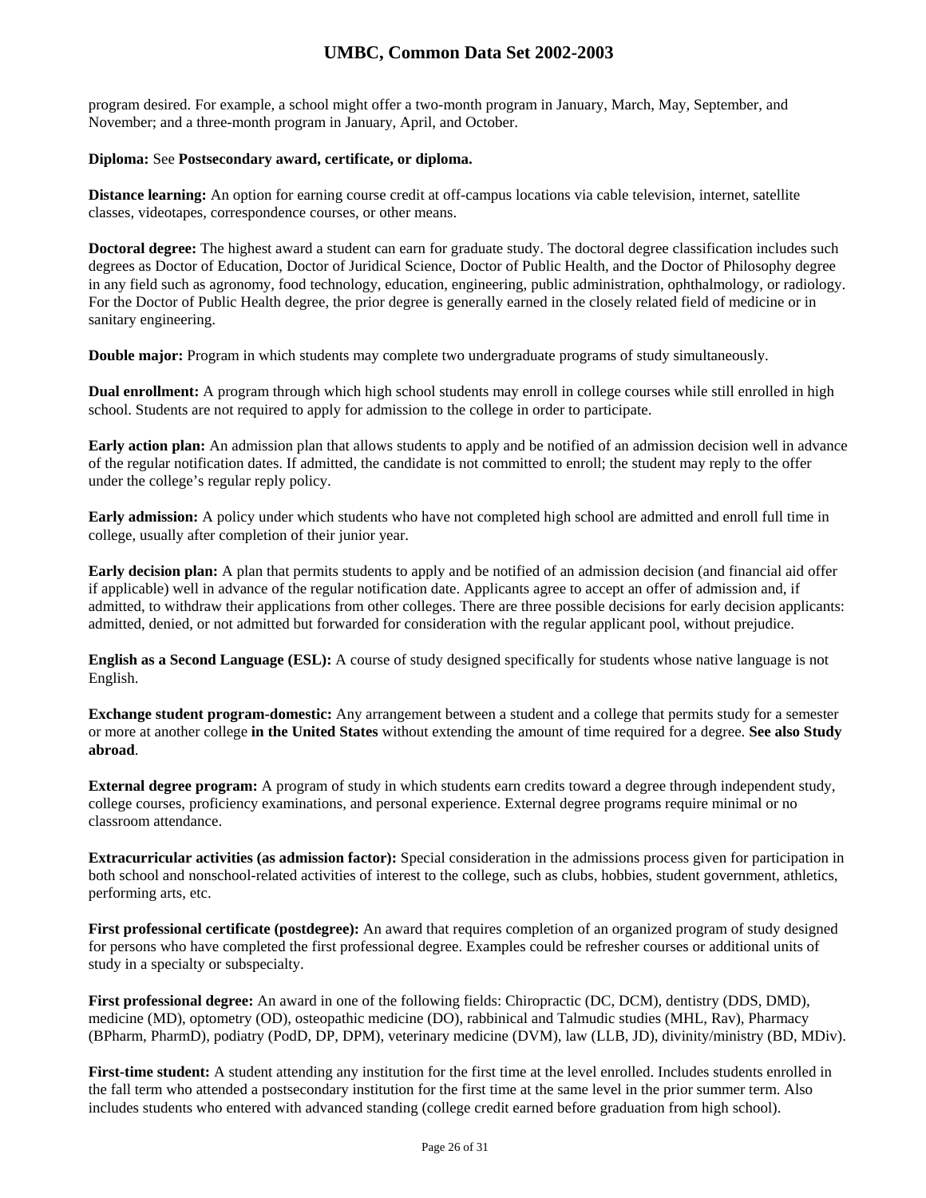program desired. For example, a school might offer a two-month program in January, March, May, September, and November; and a three-month program in January, April, and October.

**Diploma:** See **Postsecondary award, certificate, or diploma.**

**Distance learning:** An option for earning course credit at off-campus locations via cable television, internet, satellite classes, videotapes, correspondence courses, or other means.

**Doctoral degree:** The highest award a student can earn for graduate study. The doctoral degree classification includes such degrees as Doctor of Education, Doctor of Juridical Science, Doctor of Public Health, and the Doctor of Philosophy degree in any field such as agronomy, food technology, education, engineering, public administration, ophthalmology, or radiology. For the Doctor of Public Health degree, the prior degree is generally earned in the closely related field of medicine or in sanitary engineering.

**Double major:** Program in which students may complete two undergraduate programs of study simultaneously.

**Dual enrollment:** A program through which high school students may enroll in college courses while still enrolled in high school. Students are not required to apply for admission to the college in order to participate.

**Early action plan:** An admission plan that allows students to apply and be notified of an admission decision well in advance of the regular notification dates. If admitted, the candidate is not committed to enroll; the student may reply to the offer under the college's regular reply policy.

**Early admission:** A policy under which students who have not completed high school are admitted and enroll full time in college, usually after completion of their junior year.

**Early decision plan:** A plan that permits students to apply and be notified of an admission decision (and financial aid offer if applicable) well in advance of the regular notification date. Applicants agree to accept an offer of admission and, if admitted, to withdraw their applications from other colleges. There are three possible decisions for early decision applicants: admitted, denied, or not admitted but forwarded for consideration with the regular applicant pool, without prejudice.

**English as a Second Language (ESL):** A course of study designed specifically for students whose native language is not English.

**Exchange student program-domestic:** Any arrangement between a student and a college that permits study for a semester or more at another college **in the United States** without extending the amount of time required for a degree. **See also Study abroad**.

**External degree program:** A program of study in which students earn credits toward a degree through independent study, college courses, proficiency examinations, and personal experience. External degree programs require minimal or no classroom attendance.

**Extracurricular activities (as admission factor):** Special consideration in the admissions process given for participation in both school and nonschool-related activities of interest to the college, such as clubs, hobbies, student government, athletics, performing arts, etc.

**First professional certificate (postdegree):** An award that requires completion of an organized program of study designed for persons who have completed the first professional degree. Examples could be refresher courses or additional units of study in a specialty or subspecialty.

**First professional degree:** An award in one of the following fields: Chiropractic (DC, DCM), dentistry (DDS, DMD), medicine (MD), optometry (OD), osteopathic medicine (DO), rabbinical and Talmudic studies (MHL, Rav), Pharmacy (BPharm, PharmD), podiatry (PodD, DP, DPM), veterinary medicine (DVM), law (LLB, JD), divinity/ministry (BD, MDiv).

**First-time student:** A student attending any institution for the first time at the level enrolled. Includes students enrolled in the fall term who attended a postsecondary institution for the first time at the same level in the prior summer term. Also includes students who entered with advanced standing (college credit earned before graduation from high school).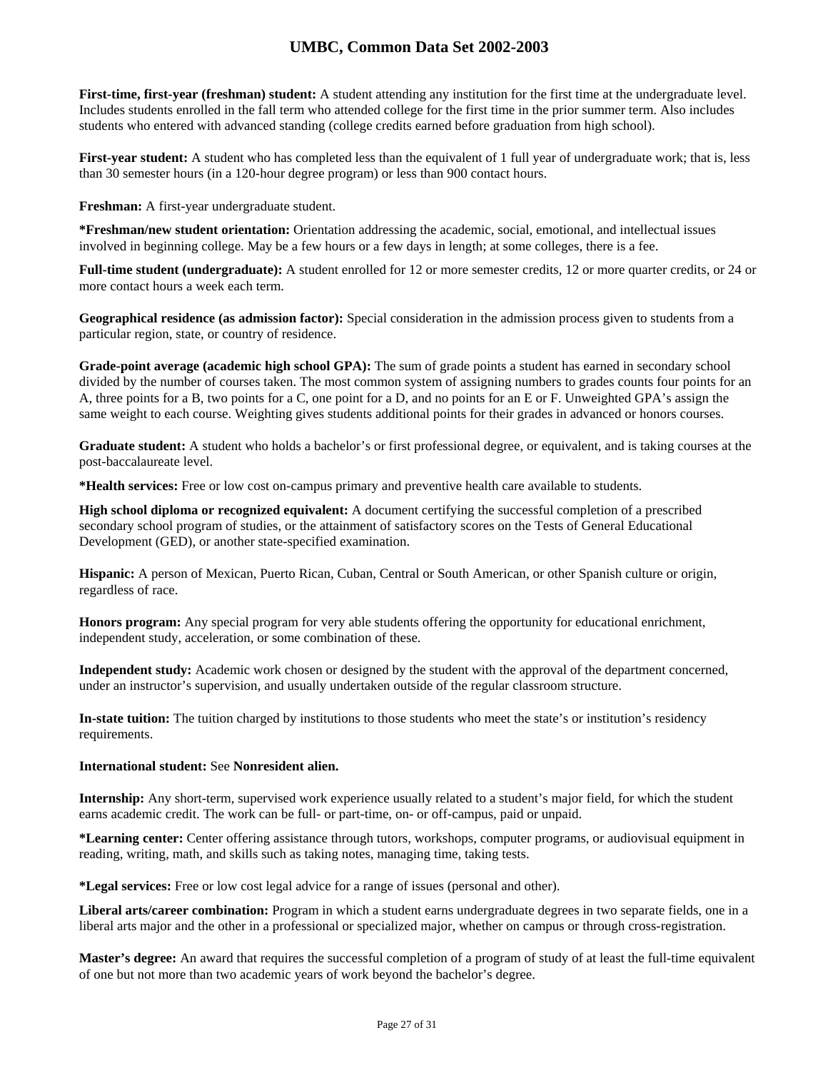**First-time, first-year (freshman) student:** A student attending any institution for the first time at the undergraduate level. Includes students enrolled in the fall term who attended college for the first time in the prior summer term. Also includes students who entered with advanced standing (college credits earned before graduation from high school).

**First-year student:** A student who has completed less than the equivalent of 1 full year of undergraduate work; that is, less than 30 semester hours (in a 120-hour degree program) or less than 900 contact hours.

**Freshman:** A first-year undergraduate student.

***Freshman/new student orientation:** Orientation addressing the academic, social, emotional, and intellectual issues involved in beginning college. May be a few hours or a few days in length; at some colleges, there is a fee.

**Full-time student (undergraduate):** A student enrolled for 12 or more semester credits, 12 or more quarter credits, or 24 or more contact hours a week each term.

**Geographical residence (as admission factor):** Special consideration in the admission process given to students from a particular region, state, or country of residence.

**Grade-point average (academic high school GPA):** The sum of grade points a student has earned in secondary school divided by the number of courses taken. The most common system of assigning numbers to grades counts four points for an A, three points for a B, two points for a C, one point for a D, and no points for an E or F. Unweighted GPA's assign the same weight to each course. Weighting gives students additional points for their grades in advanced or honors courses.

**Graduate student:** A student who holds a bachelor's or first professional degree, or equivalent, and is taking courses at the post-baccalaureate level.

***Health services:** Free or low cost on-campus primary and preventive health care available to students.

**High school diploma or recognized equivalent:** A document certifying the successful completion of a prescribed secondary school program of studies, or the attainment of satisfactory scores on the Tests of General Educational Development (GED), or another state-specified examination.

**Hispanic:** A person of Mexican, Puerto Rican, Cuban, Central or South American, or other Spanish culture or origin, regardless of race.

**Honors program:** Any special program for very able students offering the opportunity for educational enrichment, independent study, acceleration, or some combination of these.

**Independent study:** Academic work chosen or designed by the student with the approval of the department concerned, under an instructor's supervision, and usually undertaken outside of the regular classroom structure.

**In-state tuition:** The tuition charged by institutions to those students who meet the state's or institution's residency requirements.

**International student:** See **Nonresident alien.**

**Internship:** Any short-term, supervised work experience usually related to a student's major field, for which the student earns academic credit. The work can be full- or part-time, on- or off-campus, paid or unpaid.

***Learning center:** Center offering assistance through tutors, workshops, computer programs, or audiovisual equipment in reading, writing, math, and skills such as taking notes, managing time, taking tests.

***Legal services:** Free or low cost legal advice for a range of issues (personal and other).

**Liberal arts/career combination:** Program in which a student earns undergraduate degrees in two separate fields, one in a liberal arts major and the other in a professional or specialized major, whether on campus or through cross-registration.

**Master's degree:** An award that requires the successful completion of a program of study of at least the full-time equivalent of one but not more than two academic years of work beyond the bachelor's degree.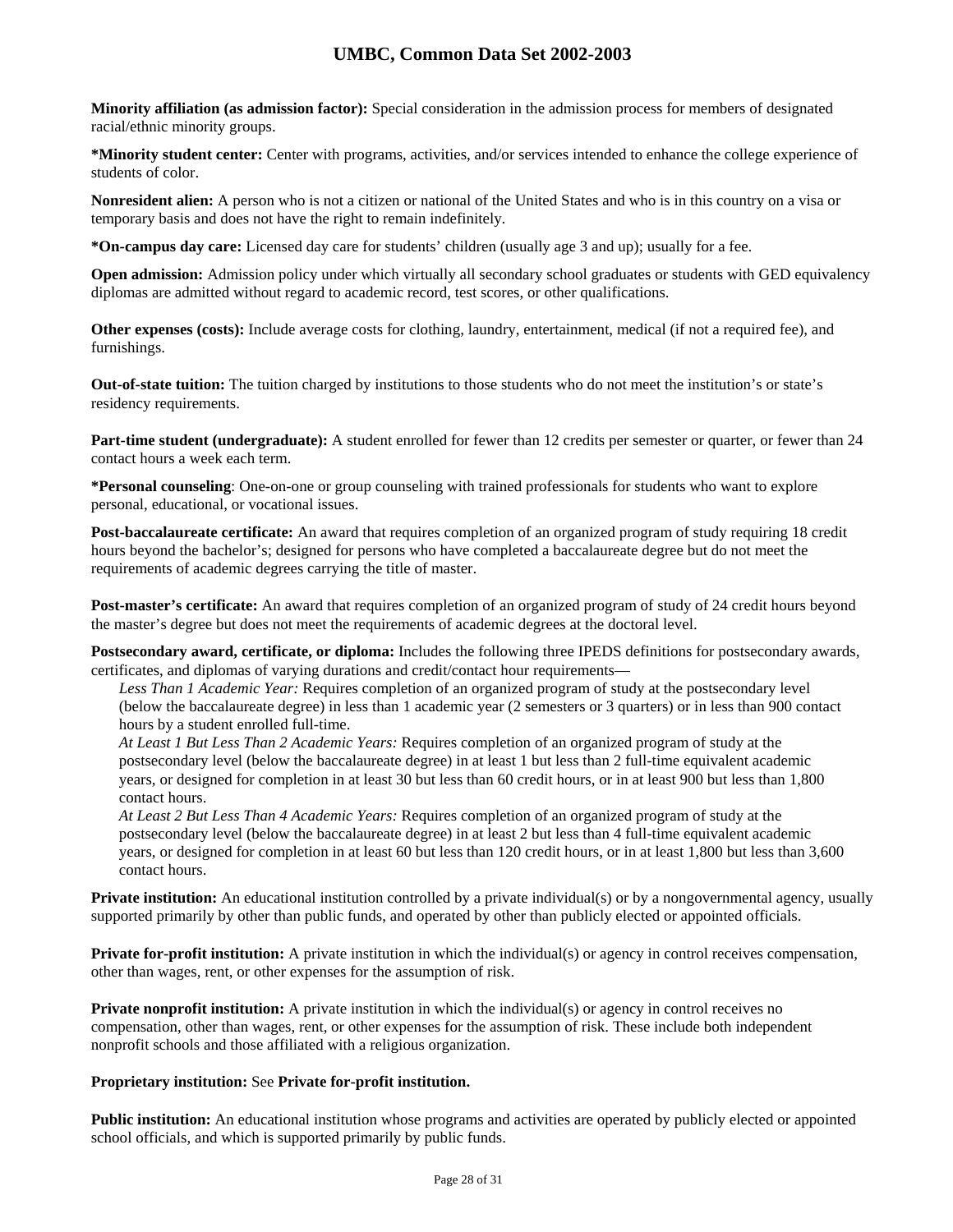**Minority affiliation (as admission factor):** Special consideration in the admission process for members of designated racial/ethnic minority groups.

***Minority student center:** Center with programs, activities, and/or services intended to enhance the college experience of students of color.

**Nonresident alien:** A person who is not a citizen or national of the United States and who is in this country on a visa or temporary basis and does not have the right to remain indefinitely.

***On-campus day care:** Licensed day care for students' children (usually age 3 and up); usually for a fee.

**Open admission:** Admission policy under which virtually all secondary school graduates or students with GED equivalency diplomas are admitted without regard to academic record, test scores, or other qualifications.

**Other expenses (costs):** Include average costs for clothing, laundry, entertainment, medical (if not a required fee), and furnishings.

**Out-of-state tuition:** The tuition charged by institutions to those students who do not meet the institution's or state's residency requirements.

**Part-time student (undergraduate):** A student enrolled for fewer than 12 credits per semester or quarter, or fewer than 24 contact hours a week each term.

***Personal counseling**: One-on-one or group counseling with trained professionals for students who want to explore personal, educational, or vocational issues.

**Post-baccalaureate certificate:** An award that requires completion of an organized program of study requiring 18 credit hours beyond the bachelor's; designed for persons who have completed a baccalaureate degree but do not meet the requirements of academic degrees carrying the title of master.

**Post-master's certificate:** An award that requires completion of an organized program of study of 24 credit hours beyond the master's degree but does not meet the requirements of academic degrees at the doctoral level.

**Postsecondary award, certificate, or diploma:** Includes the following three IPEDS definitions for postsecondary awards, certificates, and diplomas of varying durations and credit/contact hour requirements—

*Less Than 1 Academic Year:* Requires completion of an organized program of study at the postsecondary level (below the baccalaureate degree) in less than 1 academic year (2 semesters or 3 quarters) or in less than 900 contact hours by a student enrolled full-time.

*At Least 1 But Less Than 2 Academic Years:* Requires completion of an organized program of study at the postsecondary level (below the baccalaureate degree) in at least 1 but less than 2 full-time equivalent academic years, or designed for completion in at least 30 but less than 60 credit hours, or in at least 900 but less than 1,800 contact hours.

*At Least 2 But Less Than 4 Academic Years:* Requires completion of an organized program of study at the postsecondary level (below the baccalaureate degree) in at least 2 but less than 4 full-time equivalent academic years, or designed for completion in at least 60 but less than 120 credit hours, or in at least 1,800 but less than 3,600 contact hours.

**Private institution:** An educational institution controlled by a private individual(s) or by a nongovernmental agency, usually supported primarily by other than public funds, and operated by other than publicly elected or appointed officials.

**Private for-profit institution:** A private institution in which the individual(s) or agency in control receives compensation, other than wages, rent, or other expenses for the assumption of risk.

**Private nonprofit institution:** A private institution in which the individual(s) or agency in control receives no compensation, other than wages, rent, or other expenses for the assumption of risk. These include both independent nonprofit schools and those affiliated with a religious organization.

**Proprietary institution:** See **Private for-profit institution.**

**Public institution:** An educational institution whose programs and activities are operated by publicly elected or appointed school officials, and which is supported primarily by public funds.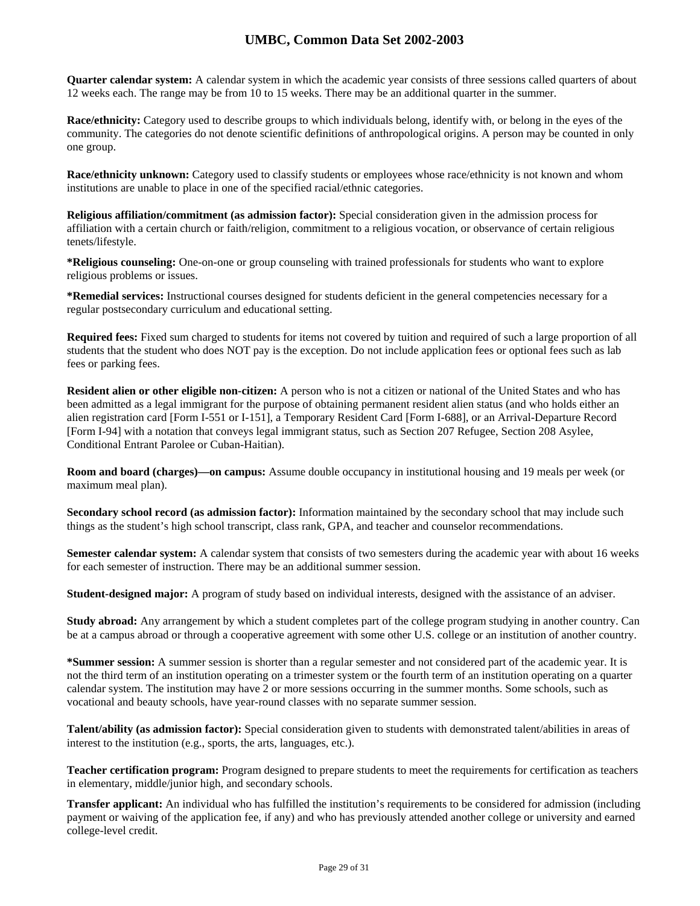**Quarter calendar system:** A calendar system in which the academic year consists of three sessions called quarters of about 12 weeks each. The range may be from 10 to 15 weeks. There may be an additional quarter in the summer.

**Race/ethnicity:** Category used to describe groups to which individuals belong, identify with, or belong in the eyes of the community. The categories do not denote scientific definitions of anthropological origins. A person may be counted in only one group.

**Race/ethnicity unknown:** Category used to classify students or employees whose race/ethnicity is not known and whom institutions are unable to place in one of the specified racial/ethnic categories.

**Religious affiliation/commitment (as admission factor):** Special consideration given in the admission process for affiliation with a certain church or faith/religion, commitment to a religious vocation, or observance of certain religious tenets/lifestyle.

**\*Religious counseling:** One-on-one or group counseling with trained professionals for students who want to explore religious problems or issues.

**\*Remedial services:** Instructional courses designed for students deficient in the general competencies necessary for a regular postsecondary curriculum and educational setting.

**Required fees:** Fixed sum charged to students for items not covered by tuition and required of such a large proportion of all students that the student who does NOT pay is the exception. Do not include application fees or optional fees such as lab fees or parking fees.

**Resident alien or other eligible non-citizen:** A person who is not a citizen or national of the United States and who has been admitted as a legal immigrant for the purpose of obtaining permanent resident alien status (and who holds either an alien registration card [Form I-551 or I-151], a Temporary Resident Card [Form I-688], or an Arrival-Departure Record [Form I-94] with a notation that conveys legal immigrant status, such as Section 207 Refugee, Section 208 Asylee, Conditional Entrant Parolee or Cuban-Haitian).

**Room and board (charges)—on campus:** Assume double occupancy in institutional housing and 19 meals per week (or maximum meal plan).

**Secondary school record (as admission factor):** Information maintained by the secondary school that may include such things as the student's high school transcript, class rank, GPA, and teacher and counselor recommendations.

**Semester calendar system:** A calendar system that consists of two semesters during the academic year with about 16 weeks for each semester of instruction. There may be an additional summer session.

**Student-designed major:** A program of study based on individual interests, designed with the assistance of an adviser.

**Study abroad:** Any arrangement by which a student completes part of the college program studying in another country. Can be at a campus abroad or through a cooperative agreement with some other U.S. college or an institution of another country.

**\*Summer session:** A summer session is shorter than a regular semester and not considered part of the academic year. It is not the third term of an institution operating on a trimester system or the fourth term of an institution operating on a quarter calendar system. The institution may have 2 or more sessions occurring in the summer months. Some schools, such as vocational and beauty schools, have year-round classes with no separate summer session.

**Talent/ability (as admission factor):** Special consideration given to students with demonstrated talent/abilities in areas of interest to the institution (e.g., sports, the arts, languages, etc.).

**Teacher certification program:** Program designed to prepare students to meet the requirements for certification as teachers in elementary, middle/junior high, and secondary schools.

**Transfer applicant:** An individual who has fulfilled the institution's requirements to be considered for admission (including payment or waiving of the application fee, if any) and who has previously attended another college or university and earned college-level credit.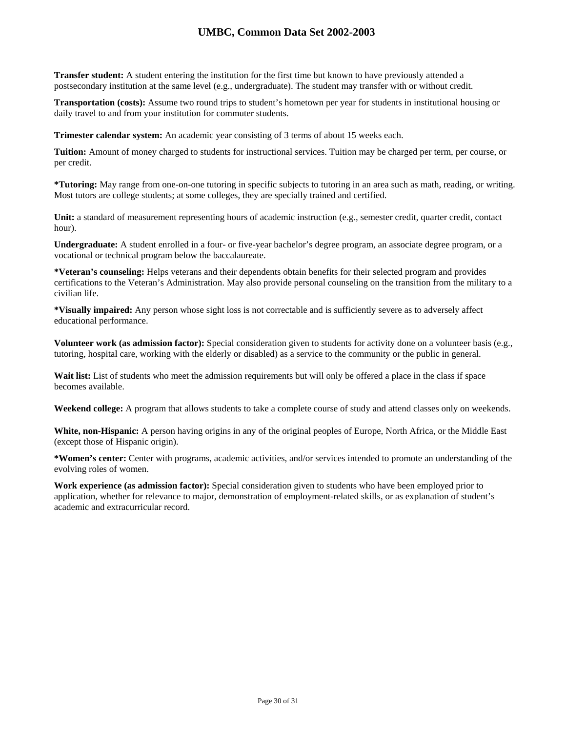**Transfer student:** A student entering the institution for the first time but known to have previously attended a postsecondary institution at the same level (e.g., undergraduate). The student may transfer with or without credit.

**Transportation (costs):** Assume two round trips to student's hometown per year for students in institutional housing or daily travel to and from your institution for commuter students.

**Trimester calendar system:** An academic year consisting of 3 terms of about 15 weeks each.

**Tuition:** Amount of money charged to students for instructional services. Tuition may be charged per term, per course, or per credit.

**\*Tutoring:** May range from one-on-one tutoring in specific subjects to tutoring in an area such as math, reading, or writing. Most tutors are college students; at some colleges, they are specially trained and certified.

**Unit:** a standard of measurement representing hours of academic instruction (e.g., semester credit, quarter credit, contact hour).

**Undergraduate:** A student enrolled in a four- or five-year bachelor's degree program, an associate degree program, or a vocational or technical program below the baccalaureate.

**\*Veteran's counseling:** Helps veterans and their dependents obtain benefits for their selected program and provides certifications to the Veteran's Administration. May also provide personal counseling on the transition from the military to a civilian life.

**\*Visually impaired:** Any person whose sight loss is not correctable and is sufficiently severe as to adversely affect educational performance.

**Volunteer work (as admission factor):** Special consideration given to students for activity done on a volunteer basis (e.g., tutoring, hospital care, working with the elderly or disabled) as a service to the community or the public in general.

**Wait list:** List of students who meet the admission requirements but will only be offered a place in the class if space becomes available.

**Weekend college:** A program that allows students to take a complete course of study and attend classes only on weekends.

**White, non-Hispanic:** A person having origins in any of the original peoples of Europe, North Africa, or the Middle East (except those of Hispanic origin).

**\*Women's center:** Center with programs, academic activities, and/or services intended to promote an understanding of the evolving roles of women.

**Work experience (as admission factor):** Special consideration given to students who have been employed prior to application, whether for relevance to major, demonstration of employment-related skills, or as explanation of student's academic and extracurricular record.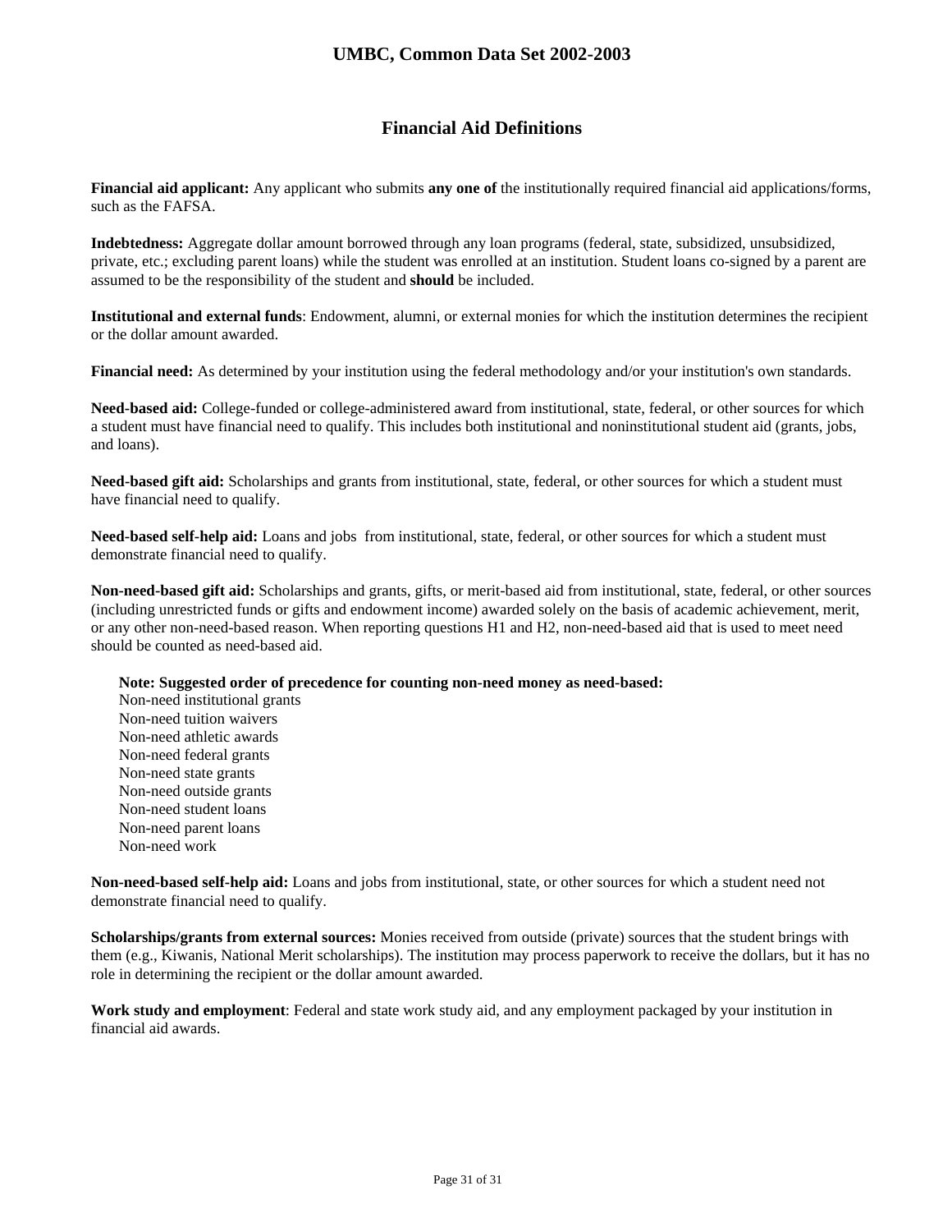## Financial Aid Definitions

**Financial aid applicant:** Any applicant who submits **any one of** the institutionally required financial aid applications/forms, such as the FAFSA.

**Indebtedness:** Aggregate dollar amount borrowed through any loan programs (federal, state, subsidized, unsubsidized, private, etc.; excluding parent loans) while the student was enrolled at an institution. Student loans co-signed by a parent are assumed to be the responsibility of the student and **should** be included.

**Institutional and external funds**: Endowment, alumni, or external monies for which the institution determines the recipient or the dollar amount awarded.

**Financial need:** As determined by your institution using the federal methodology and/or your institution's own standards.

**Need-based aid:** College-funded or college-administered award from institutional, state, federal, or other sources for which a student must have financial need to qualify. This includes both institutional and noninstitutional student aid (grants, jobs, and loans).

**Need-based gift aid:** Scholarships and grants from institutional, state, federal, or other sources for which a student must have financial need to qualify.

**Need-based self-help aid:** Loans and jobs from institutional, state, federal, or other sources for which a student must demonstrate financial need to qualify.

**Non-need-based gift aid:** Scholarships and grants, gifts, or merit-based aid from institutional, state, federal, or other sources (including unrestricted funds or gifts and endowment income) awarded solely on the basis of academic achievement, merit, or any other non-need-based reason. When reporting questions H1 and H2, non-need-based aid that is used to meet need should be counted as need-based aid.

**Note: Suggested order of precedence for counting non-need money as need-based:**
Non-need institutional grants
Non-need tuition waivers
Non-need athletic awards
Non-need federal grants
Non-need state grants
Non-need outside grants
Non-need student loans
Non-need parent loans
Non-need work

**Non-need-based self-help aid:** Loans and jobs from institutional, state, or other sources for which a student need not demonstrate financial need to qualify.

**Scholarships/grants from external sources:** Monies received from outside (private) sources that the student brings with them (e.g., Kiwanis, National Merit scholarships). The institution may process paperwork to receive the dollars, but it has no role in determining the recipient or the dollar amount awarded.

**Work study and employment**: Federal and state work study aid, and any employment packaged by your institution in financial aid awards.